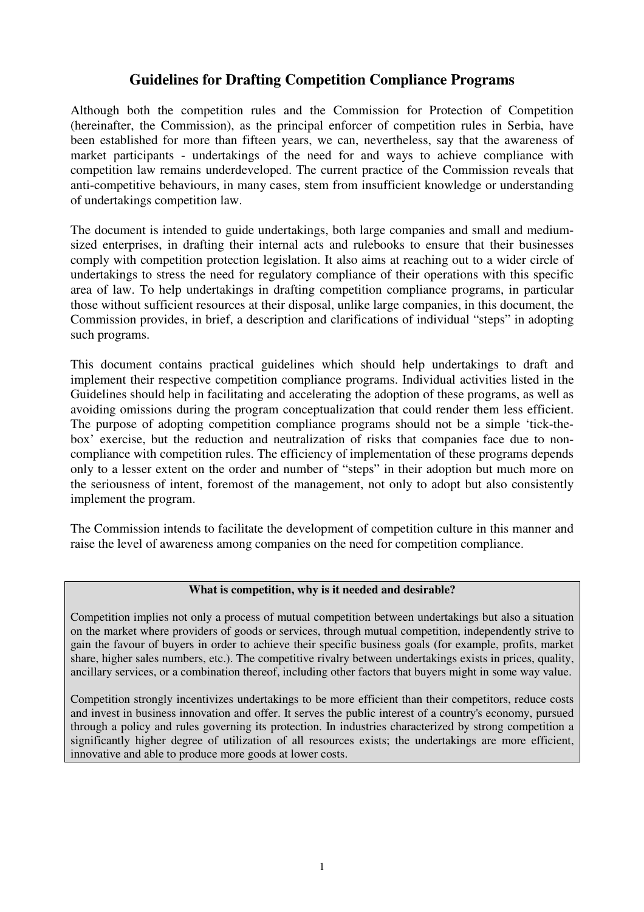# Guidelines for Drafting Competition Compliance Programs

Although both the competition rules and the Commission for Protection of Competition (hereinafter, the Commission), as the principal enforcer of competition rules in Serbia, have been established for more than fifteen years, we can, nevertheless, say that the awareness of market participants - undertakings of the need for and ways to achieve compliance with competition law remains underdeveloped. The current practice of the Commission reveals that anti-competitive behaviours, in many cases, stem from insufficient knowledge or understanding of undertakings competition law.

The document is intended to guide undertakings, both large companies and small and medium-sized enterprises, in drafting their internal acts and rulebooks to ensure that their businesses comply with competition protection legislation. It also aims at reaching out to a wider circle of undertakings to stress the need for regulatory compliance of their operations with this specific area of law. To help undertakings in drafting competition compliance programs, in particular those without sufficient resources at their disposal, unlike large companies, in this document, the Commission provides, in brief, a description and clarifications of individual "steps" in adopting such programs.

This document contains practical guidelines which should help undertakings to draft and implement their respective competition compliance programs. Individual activities listed in the Guidelines should help in facilitating and accelerating the adoption of these programs, as well as avoiding omissions during the program conceptualization that could render them less efficient. The purpose of adopting competition compliance programs should not be a simple 'tick-the-box' exercise, but the reduction and neutralization of risks that companies face due to non-compliance with competition rules. The efficiency of implementation of these programs depends only to a lesser extent on the order and number of "steps" in their adoption but much more on the seriousness of intent, foremost of the management, not only to adopt but also consistently implement the program.

The Commission intends to facilitate the development of competition culture in this manner and raise the level of awareness among companies on the need for competition compliance.

**What is competition, why is it needed and desirable?**

Competition implies not only a process of mutual competition between undertakings but also a situation on the market where providers of goods or services, through mutual competition, independently strive to gain the favour of buyers in order to achieve their specific business goals (for example, profits, market share, higher sales numbers, etc.). The competitive rivalry between undertakings exists in prices, quality, ancillary services, or a combination thereof, including other factors that buyers might in some way value.

Competition strongly incentivizes undertakings to be more efficient than their competitors, reduce costs and invest in business innovation and offer. It serves the public interest of a country's economy, pursued through a policy and rules governing its protection. In industries characterized by strong competition a significantly higher degree of utilization of all resources exists; the undertakings are more efficient, innovative and able to produce more goods at lower costs.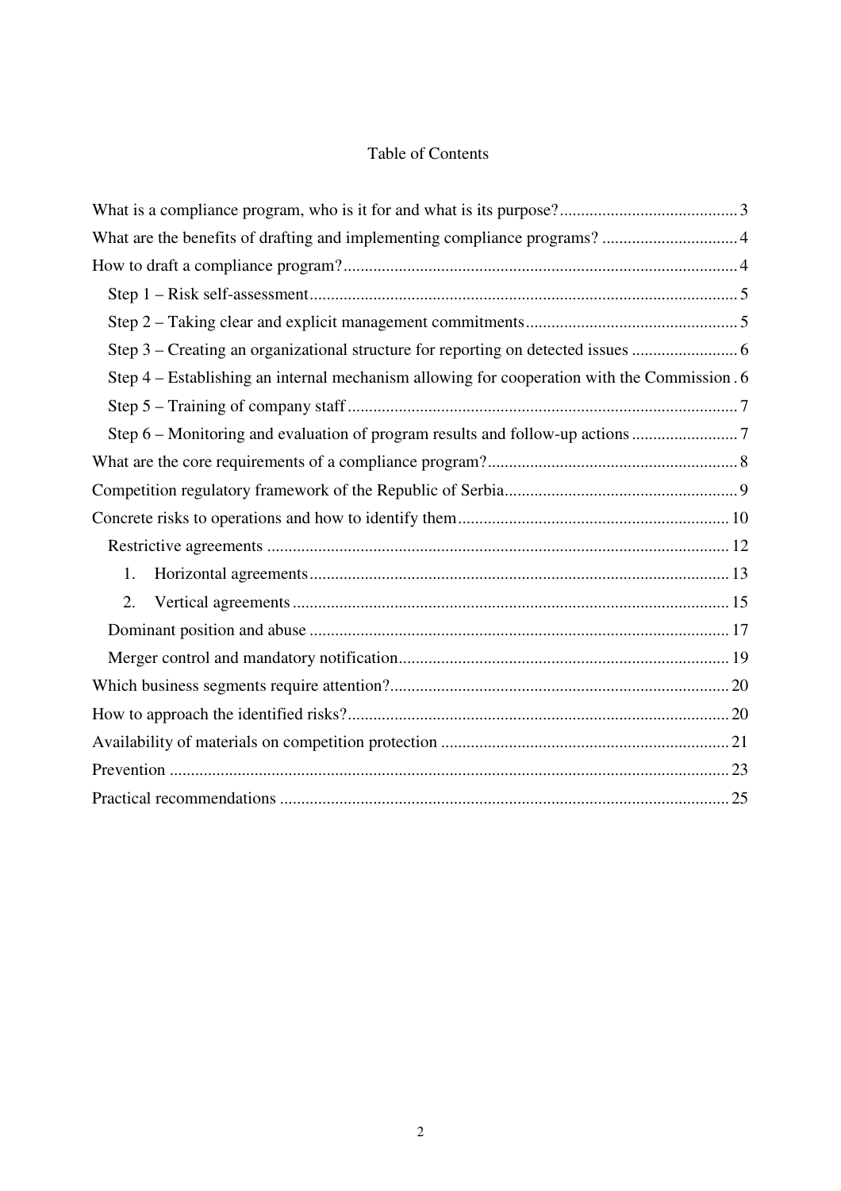# Table of Contents

- What is a compliance program, who is it for and what is its purpose? ... 3
- What are the benefits of drafting and implementing compliance programs? ... 4
- How to draft a compliance program? ... 4
  - Step 1 – Risk self-assessment ... 5
  - Step 2 – Taking clear and explicit management commitments ... 5
  - Step 3 – Creating an organizational structure for reporting on detected issues ... 6
  - Step 4 – Establishing an internal mechanism allowing for cooperation with the Commission ... 6
  - Step 5 – Training of company staff ... 7
  - Step 6 – Monitoring and evaluation of program results and follow-up actions ... 7
- What are the core requirements of a compliance program? ... 8
- Competition regulatory framework of the Republic of Serbia ... 9
- Concrete risks to operations and how to identify them ... 10
  - Restrictive agreements ... 12
    1. Horizontal agreements ... 13
    2. Vertical agreements ... 15
  - Dominant position and abuse ... 17
  - Merger control and mandatory notification ... 19
- Which business segments require attention? ... 20
- How to approach the identified risks? ... 20
- Availability of materials on competition protection ... 21
- Prevention ... 23
- Practical recommendations ... 25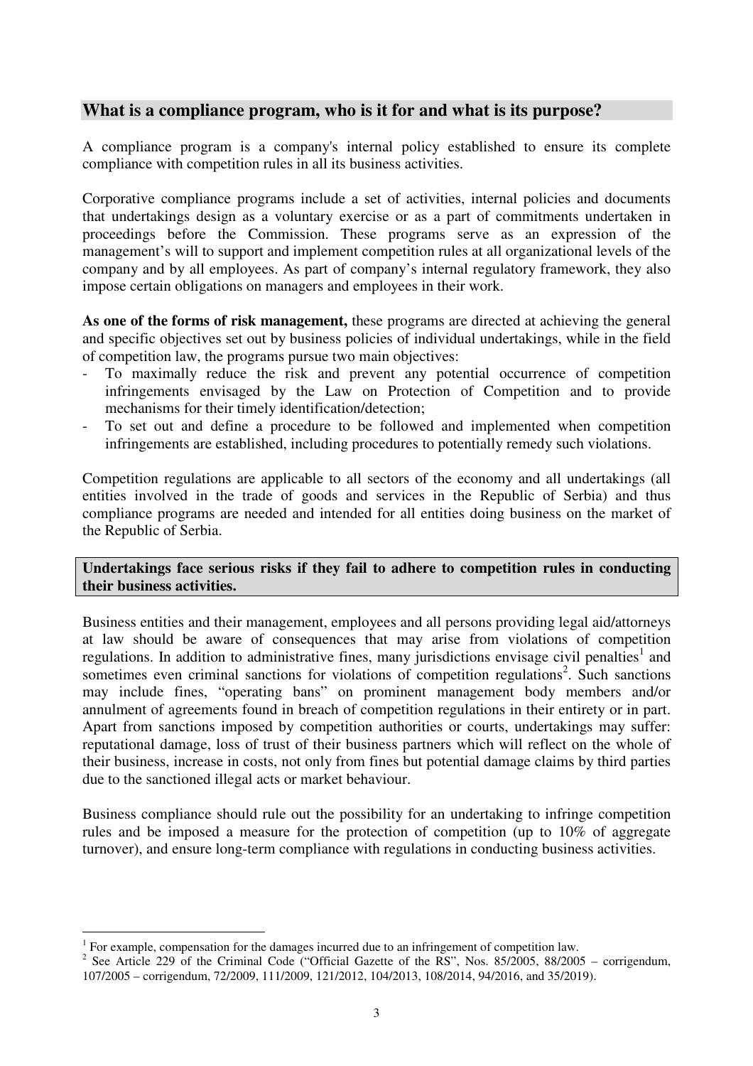## What is a compliance program, who is it for and what is its purpose?

A compliance program is a company's internal policy established to ensure its complete compliance with competition rules in all its business activities.

Corporative compliance programs include a set of activities, internal policies and documents that undertakings design as a voluntary exercise or as a part of commitments undertaken in proceedings before the Commission. These programs serve as an expression of the management's will to support and implement competition rules at all organizational levels of the company and by all employees. As part of company's internal regulatory framework, they also impose certain obligations on managers and employees in their work.

**As one of the forms of risk management,** these programs are directed at achieving the general and specific objectives set out by business policies of individual undertakings, while in the field of competition law, the programs pursue two main objectives:

- To maximally reduce the risk and prevent any potential occurrence of competition infringements envisaged by the Law on Protection of Competition and to provide mechanisms for their timely identification/detection;
- To set out and define a procedure to be followed and implemented when competition infringements are established, including procedures to potentially remedy such violations.

Competition regulations are applicable to all sectors of the economy and all undertakings (all entities involved in the trade of goods and services in the Republic of Serbia) and thus compliance programs are needed and intended for all entities doing business on the market of the Republic of Serbia.

**Undertakings face serious risks if they fail to adhere to competition rules in conducting their business activities.**

Business entities and their management, employees and all persons providing legal aid/attorneys at law should be aware of consequences that may arise from violations of competition regulations. In addition to administrative fines, many jurisdictions envisage civil penalties[1] and sometimes even criminal sanctions for violations of competition regulations[2]. Such sanctions may include fines, "operating bans" on prominent management body members and/or annulment of agreements found in breach of competition regulations in their entirety or in part. Apart from sanctions imposed by competition authorities or courts, undertakings may suffer: reputational damage, loss of trust of their business partners which will reflect on the whole of their business, increase in costs, not only from fines but potential damage claims by third parties due to the sanctioned illegal acts or market behaviour.

Business compliance should rule out the possibility for an undertaking to infringe competition rules and be imposed a measure for the protection of competition (up to 10% of aggregate turnover), and ensure long-term compliance with regulations in conducting business activities.

---

[1] For example, compensation for the damages incurred due to an infringement of competition law.

[2] See Article 229 of the Criminal Code ("Official Gazette of the RS", Nos. 85/2005, 88/2005 – corrigendum, 107/2005 – corrigendum, 72/2009, 111/2009, 121/2012, 104/2013, 108/2014, 94/2016, and 35/2019).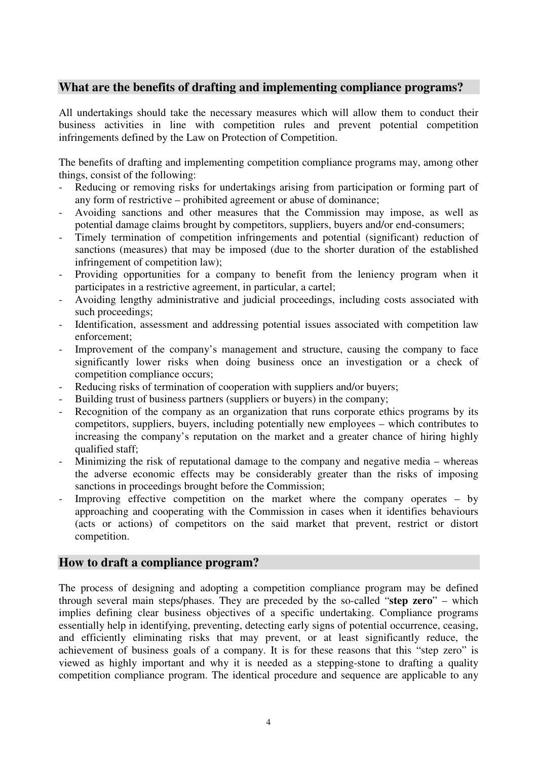## What are the benefits of drafting and implementing compliance programs?

All undertakings should take the necessary measures which will allow them to conduct their business activities in line with competition rules and prevent potential competition infringements defined by the Law on Protection of Competition.

The benefits of drafting and implementing competition compliance programs may, among other things, consist of the following:

- Reducing or removing risks for undertakings arising from participation or forming part of any form of restrictive – prohibited agreement or abuse of dominance;
- Avoiding sanctions and other measures that the Commission may impose, as well as potential damage claims brought by competitors, suppliers, buyers and/or end-consumers;
- Timely termination of competition infringements and potential (significant) reduction of sanctions (measures) that may be imposed (due to the shorter duration of the established infringement of competition law);
- Providing opportunities for a company to benefit from the leniency program when it participates in a restrictive agreement, in particular, a cartel;
- Avoiding lengthy administrative and judicial proceedings, including costs associated with such proceedings;
- Identification, assessment and addressing potential issues associated with competition law enforcement;
- Improvement of the company's management and structure, causing the company to face significantly lower risks when doing business once an investigation or a check of competition compliance occurs;
- Reducing risks of termination of cooperation with suppliers and/or buyers;
- Building trust of business partners (suppliers or buyers) in the company;
- Recognition of the company as an organization that runs corporate ethics programs by its competitors, suppliers, buyers, including potentially new employees – which contributes to increasing the company's reputation on the market and a greater chance of hiring highly qualified staff;
- Minimizing the risk of reputational damage to the company and negative media – whereas the adverse economic effects may be considerably greater than the risks of imposing sanctions in proceedings brought before the Commission;
- Improving effective competition on the market where the company operates – by approaching and cooperating with the Commission in cases when it identifies behaviours (acts or actions) of competitors on the said market that prevent, restrict or distort competition.

## How to draft a compliance program?

The process of designing and adopting a competition compliance program may be defined through several main steps/phases. They are preceded by the so-called "**step zero**" – which implies defining clear business objectives of a specific undertaking. Compliance programs essentially help in identifying, preventing, detecting early signs of potential occurrence, ceasing, and efficiently eliminating risks that may prevent, or at least significantly reduce, the achievement of business goals of a company. It is for these reasons that this "step zero" is viewed as highly important and why it is needed as a stepping-stone to drafting a quality competition compliance program. The identical procedure and sequence are applicable to any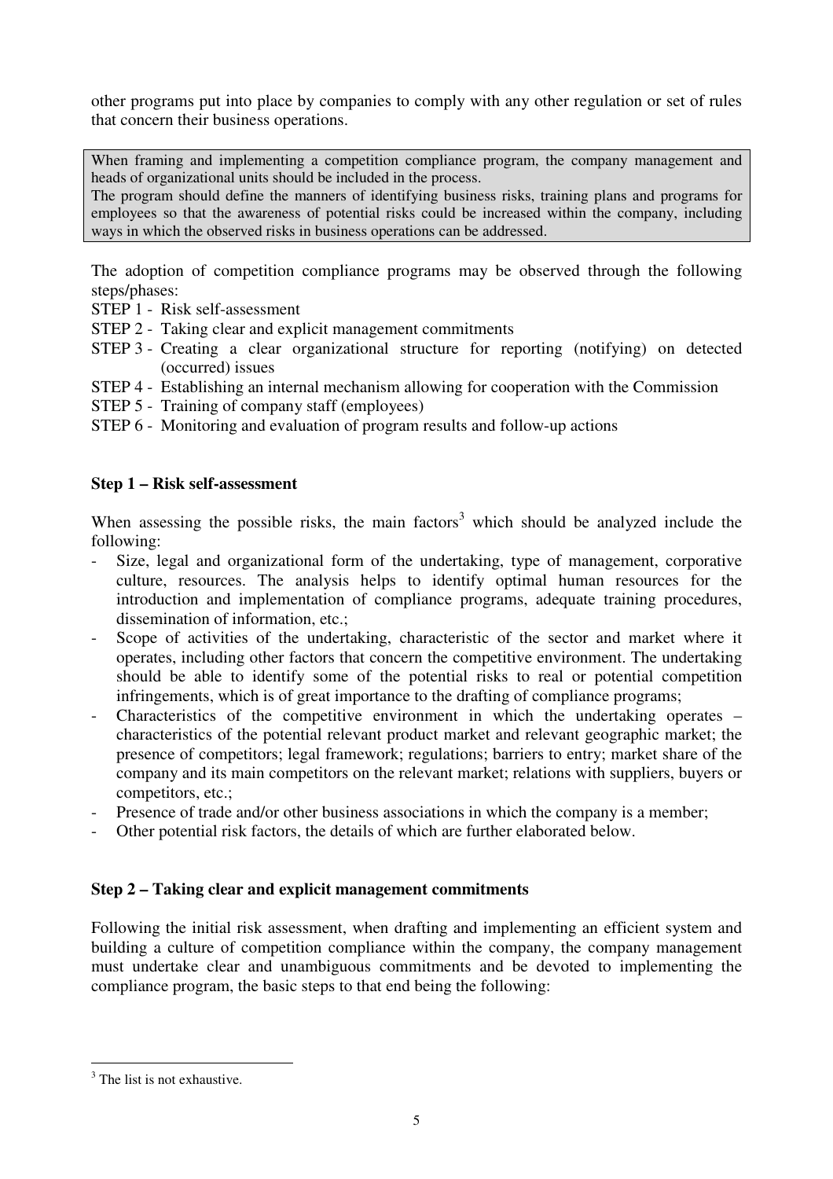other programs put into place by companies to comply with any other regulation or set of rules that concern their business operations.

> When framing and implementing a competition compliance program, the company management and heads of organizational units should be included in the process.
> The program should define the manners of identifying business risks, training plans and programs for employees so that the awareness of potential risks could be increased within the company, including ways in which the observed risks in business operations can be addressed.

The adoption of competition compliance programs may be observed through the following steps/phases:

STEP 1 - Risk self-assessment
STEP 2 - Taking clear and explicit management commitments
STEP 3 - Creating a clear organizational structure for reporting (notifying) on detected (occurred) issues
STEP 4 - Establishing an internal mechanism allowing for cooperation with the Commission
STEP 5 - Training of company staff (employees)
STEP 6 - Monitoring and evaluation of program results and follow-up actions

**Step 1 – Risk self-assessment**

When assessing the possible risks, the main factors[3] which should be analyzed include the following:

- Size, legal and organizational form of the undertaking, type of management, corporative culture, resources. The analysis helps to identify optimal human resources for the introduction and implementation of compliance programs, adequate training procedures, dissemination of information, etc.;
- Scope of activities of the undertaking, characteristic of the sector and market where it operates, including other factors that concern the competitive environment. The undertaking should be able to identify some of the potential risks to real or potential competition infringements, which is of great importance to the drafting of compliance programs;
- Characteristics of the competitive environment in which the undertaking operates – characteristics of the potential relevant product market and relevant geographic market; the presence of competitors; legal framework; regulations; barriers to entry; market share of the company and its main competitors on the relevant market; relations with suppliers, buyers or competitors, etc.;
- Presence of trade and/or other business associations in which the company is a member;
- Other potential risk factors, the details of which are further elaborated below.

**Step 2 – Taking clear and explicit management commitments**

Following the initial risk assessment, when drafting and implementing an efficient system and building a culture of competition compliance within the company, the company management must undertake clear and unambiguous commitments and be devoted to implementing the compliance program, the basic steps to that end being the following:

[3] The list is not exhaustive.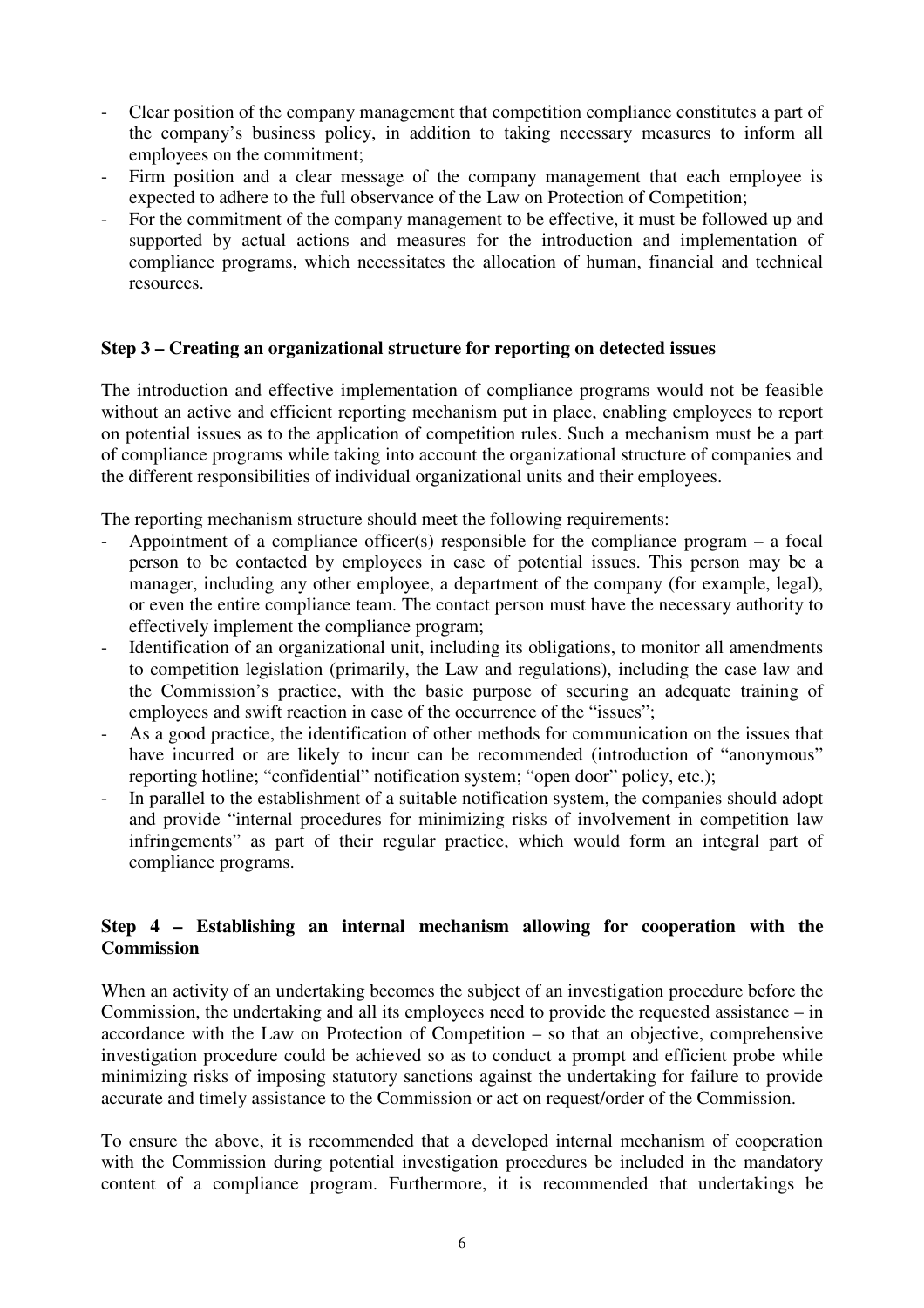- Clear position of the company management that competition compliance constitutes a part of the company's business policy, in addition to taking necessary measures to inform all employees on the commitment;
- Firm position and a clear message of the company management that each employee is expected to adhere to the full observance of the Law on Protection of Competition;
- For the commitment of the company management to be effective, it must be followed up and supported by actual actions and measures for the introduction and implementation of compliance programs, which necessitates the allocation of human, financial and technical resources.

**Step 3 – Creating an organizational structure for reporting on detected issues**

The introduction and effective implementation of compliance programs would not be feasible without an active and efficient reporting mechanism put in place, enabling employees to report on potential issues as to the application of competition rules. Such a mechanism must be a part of compliance programs while taking into account the organizational structure of companies and the different responsibilities of individual organizational units and their employees.

The reporting mechanism structure should meet the following requirements:

- Appointment of a compliance officer(s) responsible for the compliance program – a focal person to be contacted by employees in case of potential issues. This person may be a manager, including any other employee, a department of the company (for example, legal), or even the entire compliance team. The contact person must have the necessary authority to effectively implement the compliance program;
- Identification of an organizational unit, including its obligations, to monitor all amendments to competition legislation (primarily, the Law and regulations), including the case law and the Commission's practice, with the basic purpose of securing an adequate training of employees and swift reaction in case of the occurrence of the "issues";
- As a good practice, the identification of other methods for communication on the issues that have incurred or are likely to incur can be recommended (introduction of "anonymous" reporting hotline; "confidential" notification system; "open door" policy, etc.);
- In parallel to the establishment of a suitable notification system, the companies should adopt and provide "internal procedures for minimizing risks of involvement in competition law infringements" as part of their regular practice, which would form an integral part of compliance programs.

**Step 4 – Establishing an internal mechanism allowing for cooperation with the Commission**

When an activity of an undertaking becomes the subject of an investigation procedure before the Commission, the undertaking and all its employees need to provide the requested assistance – in accordance with the Law on Protection of Competition – so that an objective, comprehensive investigation procedure could be achieved so as to conduct a prompt and efficient probe while minimizing risks of imposing statutory sanctions against the undertaking for failure to provide accurate and timely assistance to the Commission or act on request/order of the Commission.

To ensure the above, it is recommended that a developed internal mechanism of cooperation with the Commission during potential investigation procedures be included in the mandatory content of a compliance program. Furthermore, it is recommended that undertakings be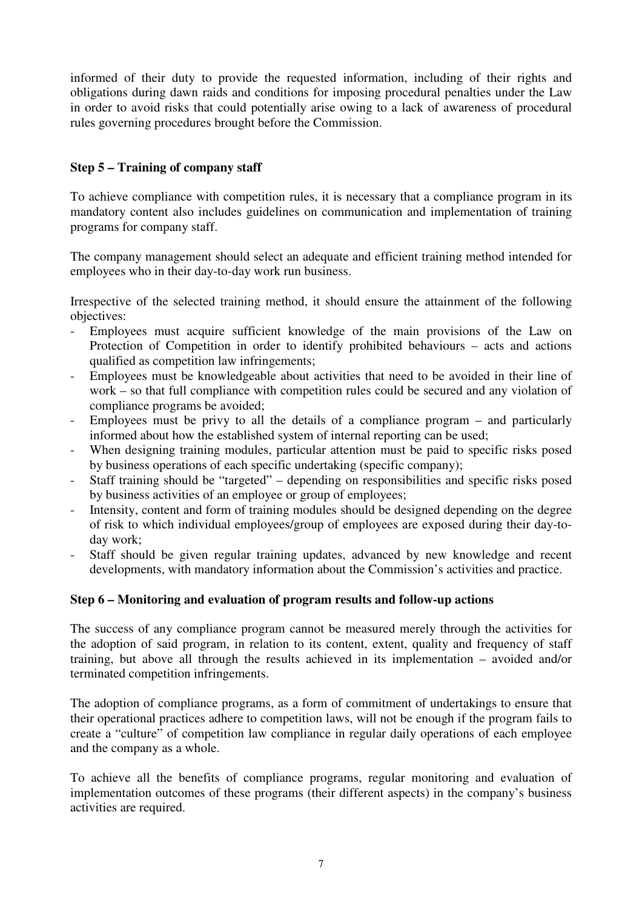informed of their duty to provide the requested information, including of their rights and obligations during dawn raids and conditions for imposing procedural penalties under the Law in order to avoid risks that could potentially arise owing to a lack of awareness of procedural rules governing procedures brought before the Commission.

### Step 5 – Training of company staff

To achieve compliance with competition rules, it is necessary that a compliance program in its mandatory content also includes guidelines on communication and implementation of training programs for company staff.

The company management should select an adequate and efficient training method intended for employees who in their day-to-day work run business.

Irrespective of the selected training method, it should ensure the attainment of the following objectives:

- Employees must acquire sufficient knowledge of the main provisions of the Law on Protection of Competition in order to identify prohibited behaviours – acts and actions qualified as competition law infringements;
- Employees must be knowledgeable about activities that need to be avoided in their line of work – so that full compliance with competition rules could be secured and any violation of compliance programs be avoided;
- Employees must be privy to all the details of a compliance program – and particularly informed about how the established system of internal reporting can be used;
- When designing training modules, particular attention must be paid to specific risks posed by business operations of each specific undertaking (specific company);
- Staff training should be "targeted" – depending on responsibilities and specific risks posed by business activities of an employee or group of employees;
- Intensity, content and form of training modules should be designed depending on the degree of risk to which individual employees/group of employees are exposed during their day-to-day work;
- Staff should be given regular training updates, advanced by new knowledge and recent developments, with mandatory information about the Commission's activities and practice.

### Step 6 – Monitoring and evaluation of program results and follow-up actions

The success of any compliance program cannot be measured merely through the activities for the adoption of said program, in relation to its content, extent, quality and frequency of staff training, but above all through the results achieved in its implementation – avoided and/or terminated competition infringements.

The adoption of compliance programs, as a form of commitment of undertakings to ensure that their operational practices adhere to competition laws, will not be enough if the program fails to create a "culture" of competition law compliance in regular daily operations of each employee and the company as a whole.

To achieve all the benefits of compliance programs, regular monitoring and evaluation of implementation outcomes of these programs (their different aspects) in the company's business activities are required.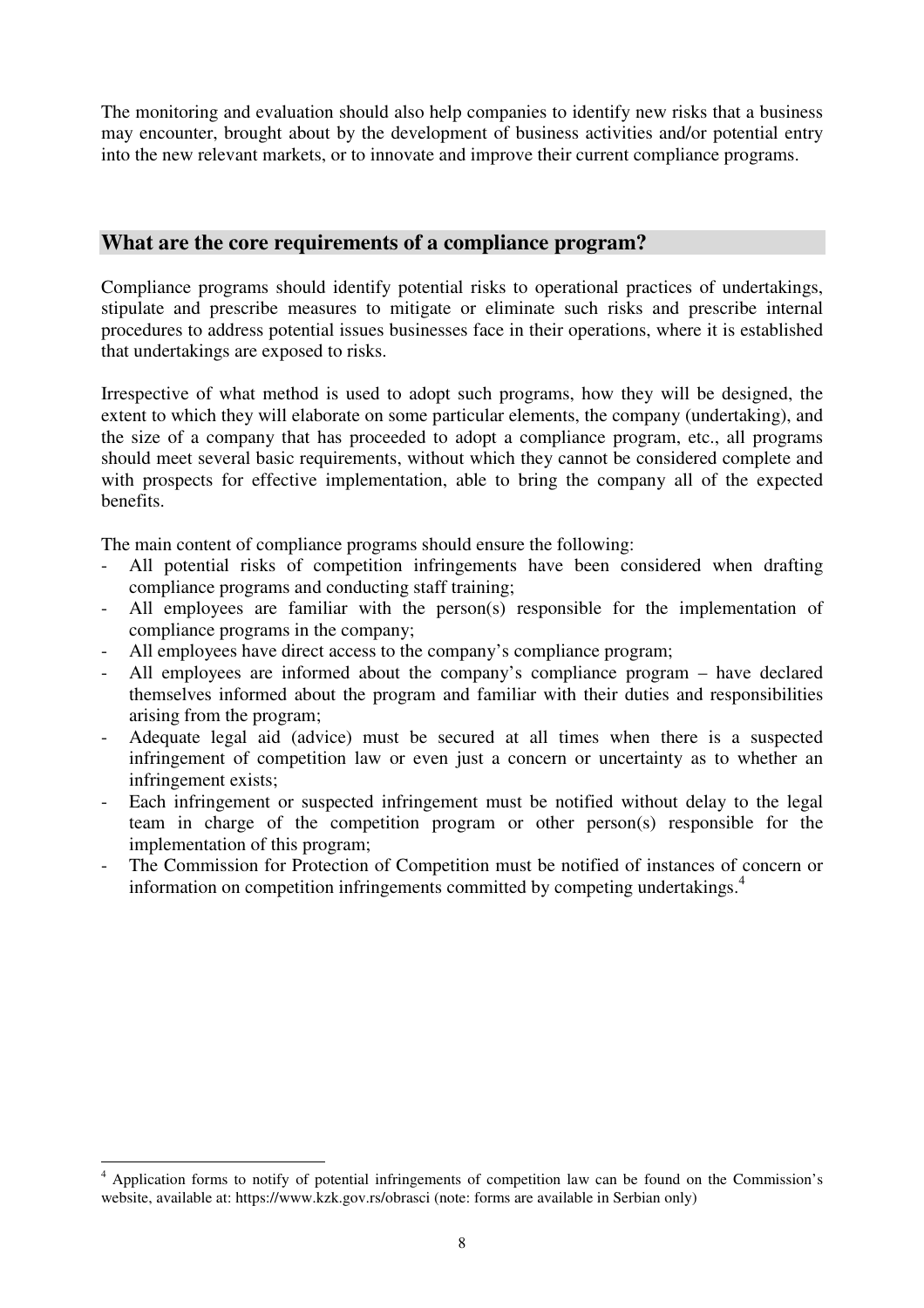The monitoring and evaluation should also help companies to identify new risks that a business may encounter, brought about by the development of business activities and/or potential entry into the new relevant markets, or to innovate and improve their current compliance programs.

## What are the core requirements of a compliance program?

Compliance programs should identify potential risks to operational practices of undertakings, stipulate and prescribe measures to mitigate or eliminate such risks and prescribe internal procedures to address potential issues businesses face in their operations, where it is established that undertakings are exposed to risks.

Irrespective of what method is used to adopt such programs, how they will be designed, the extent to which they will elaborate on some particular elements, the company (undertaking), and the size of a company that has proceeded to adopt a compliance program, etc., all programs should meet several basic requirements, without which they cannot be considered complete and with prospects for effective implementation, able to bring the company all of the expected benefits.

The main content of compliance programs should ensure the following:

- All potential risks of competition infringements have been considered when drafting compliance programs and conducting staff training;
- All employees are familiar with the person(s) responsible for the implementation of compliance programs in the company;
- All employees have direct access to the company's compliance program;
- All employees are informed about the company's compliance program – have declared themselves informed about the program and familiar with their duties and responsibilities arising from the program;
- Adequate legal aid (advice) must be secured at all times when there is a suspected infringement of competition law or even just a concern or uncertainty as to whether an infringement exists;
- Each infringement or suspected infringement must be notified without delay to the legal team in charge of the competition program or other person(s) responsible for the implementation of this program;
- The Commission for Protection of Competition must be notified of instances of concern or information on competition infringements committed by competing undertakings.[4]

[4] Application forms to notify of potential infringements of competition law can be found on the Commission's website, available at: https://www.kzk.gov.rs/obrasci (note: forms are available in Serbian only)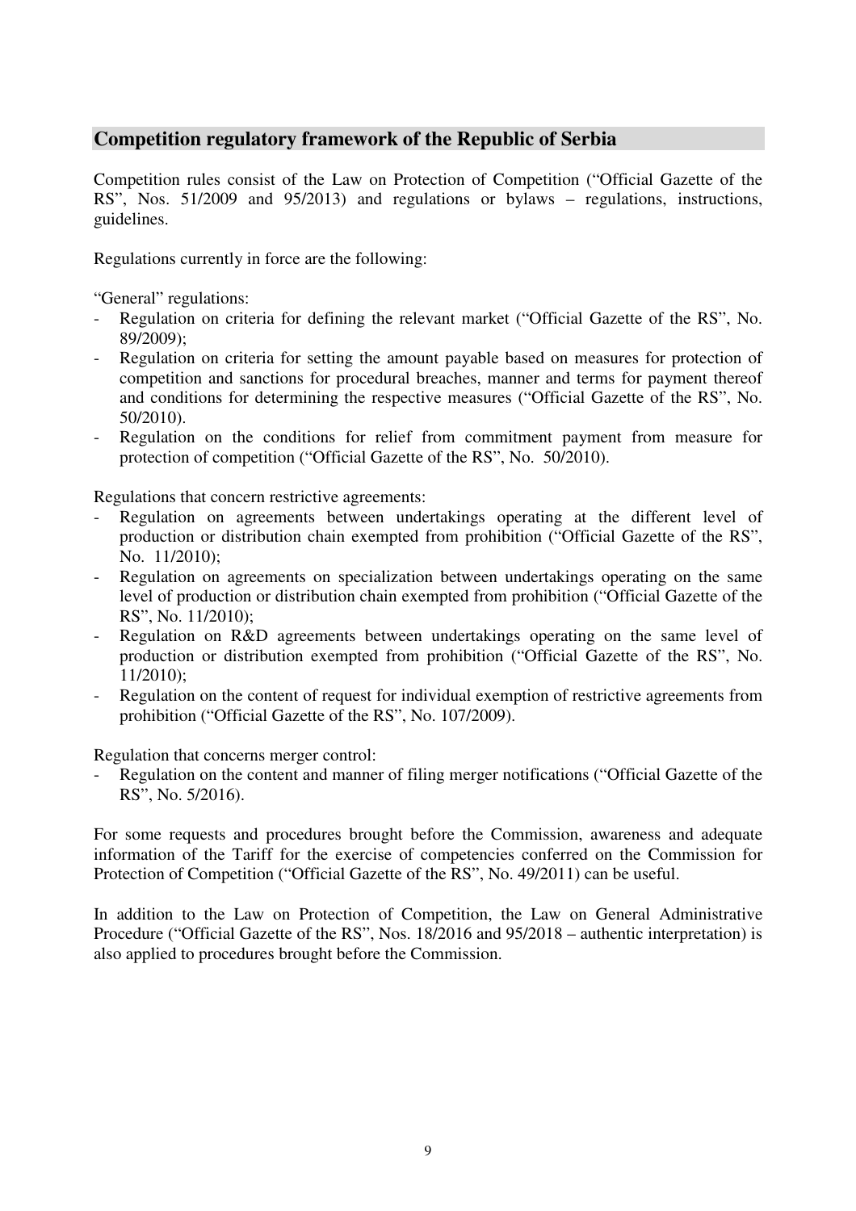## Competition regulatory framework of the Republic of Serbia

Competition rules consist of the Law on Protection of Competition ("Official Gazette of the RS", Nos. 51/2009 and 95/2013) and regulations or bylaws – regulations, instructions, guidelines.

Regulations currently in force are the following:

"General" regulations:

- Regulation on criteria for defining the relevant market ("Official Gazette of the RS", No. 89/2009);
- Regulation on criteria for setting the amount payable based on measures for protection of competition and sanctions for procedural breaches, manner and terms for payment thereof and conditions for determining the respective measures ("Official Gazette of the RS", No. 50/2010).
- Regulation on the conditions for relief from commitment payment from measure for protection of competition ("Official Gazette of the RS", No. 50/2010).

Regulations that concern restrictive agreements:

- Regulation on agreements between undertakings operating at the different level of production or distribution chain exempted from prohibition ("Official Gazette of the RS", No. 11/2010);
- Regulation on agreements on specialization between undertakings operating on the same level of production or distribution chain exempted from prohibition ("Official Gazette of the RS", No. 11/2010);
- Regulation on R&D agreements between undertakings operating on the same level of production or distribution exempted from prohibition ("Official Gazette of the RS", No. 11/2010);
- Regulation on the content of request for individual exemption of restrictive agreements from prohibition ("Official Gazette of the RS", No. 107/2009).

Regulation that concerns merger control:

- Regulation on the content and manner of filing merger notifications ("Official Gazette of the RS", No. 5/2016).

For some requests and procedures brought before the Commission, awareness and adequate information of the Tariff for the exercise of competencies conferred on the Commission for Protection of Competition ("Official Gazette of the RS", No. 49/2011) can be useful.

In addition to the Law on Protection of Competition, the Law on General Administrative Procedure ("Official Gazette of the RS", Nos. 18/2016 and 95/2018 – authentic interpretation) is also applied to procedures brought before the Commission.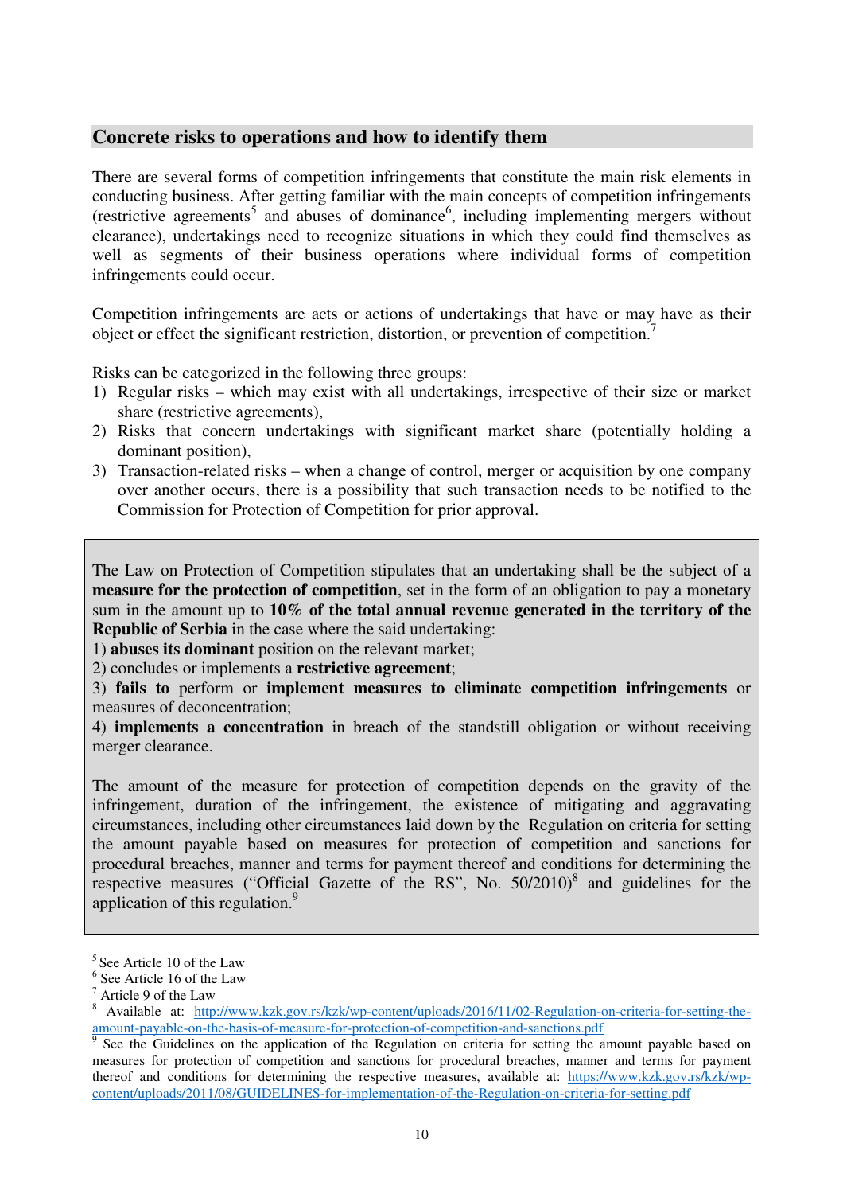## Concrete risks to operations and how to identify them

There are several forms of competition infringements that constitute the main risk elements in conducting business. After getting familiar with the main concepts of competition infringements (restrictive agreements[5] and abuses of dominance[6], including implementing mergers without clearance), undertakings need to recognize situations in which they could find themselves as well as segments of their business operations where individual forms of competition infringements could occur.

Competition infringements are acts or actions of undertakings that have or may have as their object or effect the significant restriction, distortion, or prevention of competition.[7]

Risks can be categorized in the following three groups:

1) Regular risks – which may exist with all undertakings, irrespective of their size or market share (restrictive agreements),
2) Risks that concern undertakings with significant market share (potentially holding a dominant position),
3) Transaction-related risks – when a change of control, merger or acquisition by one company over another occurs, there is a possibility that such transaction needs to be notified to the Commission for Protection of Competition for prior approval.

The Law on Protection of Competition stipulates that an undertaking shall be the subject of a **measure for the protection of competition**, set in the form of an obligation to pay a monetary sum in the amount up to **10% of the total annual revenue generated in the territory of the Republic of Serbia** in the case where the said undertaking:

1) **abuses its dominant** position on the relevant market;
2) concludes or implements a **restrictive agreement**;
3) **fails to** perform or **implement measures to eliminate competition infringements** or measures of deconcentration;
4) **implements a concentration** in breach of the standstill obligation or without receiving merger clearance.

The amount of the measure for protection of competition depends on the gravity of the infringement, duration of the infringement, the existence of mitigating and aggravating circumstances, including other circumstances laid down by the Regulation on criteria for setting the amount payable based on measures for protection of competition and sanctions for procedural breaches, manner and terms for payment thereof and conditions for determining the respective measures ("Official Gazette of the RS", No. 50/2010)[8] and guidelines for the application of this regulation.[9]

---

[5] See Article 10 of the Law

[6] See Article 16 of the Law

[7] Article 9 of the Law

[8] Available at: http://www.kzk.gov.rs/kzk/wp-content/uploads/2016/11/02-Regulation-on-criteria-for-setting-the-amount-payable-on-the-basis-of-measure-for-protection-of-competition-and-sanctions.pdf

[9] See the Guidelines on the application of the Regulation on criteria for setting the amount payable based on measures for protection of competition and sanctions for procedural breaches, manner and terms for payment thereof and conditions for determining the respective measures, available at: https://www.kzk.gov.rs/kzk/wp-content/uploads/2011/08/GUIDELINES-for-implementation-of-the-Regulation-on-criteria-for-setting.pdf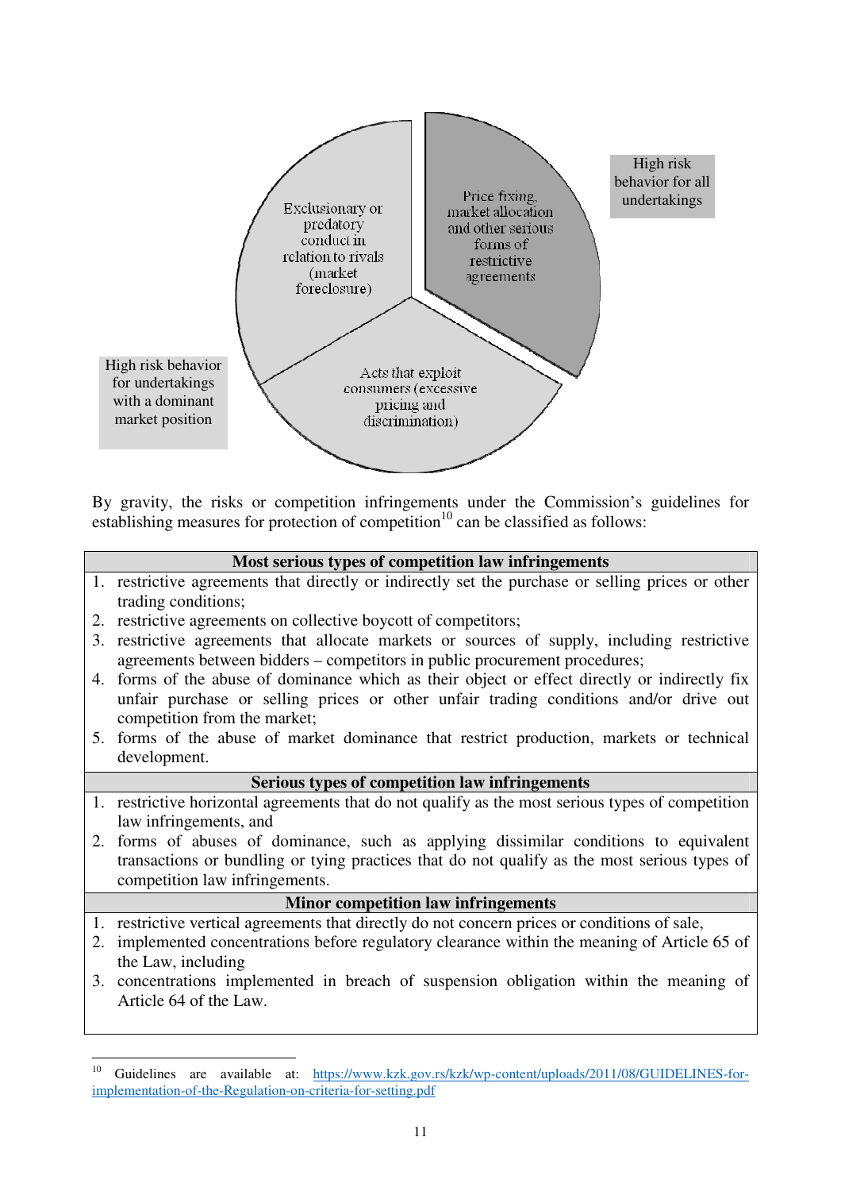High risk behavior for all undertakings

Price fixing, market allocation and other serious forms of restrictive agreements

Exclusionary or predatory conduct in relation to rivals (market foreclosure)

Acts that exploit consumers (excessive pricing and discrimination)

High risk behavior for undertakings with a dominant market position

By gravity, the risks or competition infringements under the Commission's guidelines for establishing measures for protection of competition[10] can be classified as follows:

| **Most serious types of competition law infringements** |
|---|
| 1. restrictive agreements that directly or indirectly set the purchase or selling prices or other trading conditions;<br>2. restrictive agreements on collective boycott of competitors;<br>3. restrictive agreements that allocate markets or sources of supply, including restrictive agreements between bidders – competitors in public procurement procedures;<br>4. forms of the abuse of dominance which as their object or effect directly or indirectly fix unfair purchase or selling prices or other unfair trading conditions and/or drive out competition from the market;<br>5. forms of the abuse of market dominance that restrict production, markets or technical development. |
| **Serious types of competition law infringements** |
| 1. restrictive horizontal agreements that do not qualify as the most serious types of competition law infringements, and<br>2. forms of abuses of dominance, such as applying dissimilar conditions to equivalent transactions or bundling or tying practices that do not qualify as the most serious types of competition law infringements. |
| **Minor competition law infringements** |
| 1. restrictive vertical agreements that directly do not concern prices or conditions of sale,<br>2. implemented concentrations before regulatory clearance within the meaning of Article 65 of the Law, including<br>3. concentrations implemented in breach of suspension obligation within the meaning of Article 64 of the Law. |

[10] Guidelines are available at: https://www.kzk.gov.rs/kzk/wp-content/uploads/2011/08/GUIDELINES-for-implementation-of-the-Regulation-on-criteria-for-setting.pdf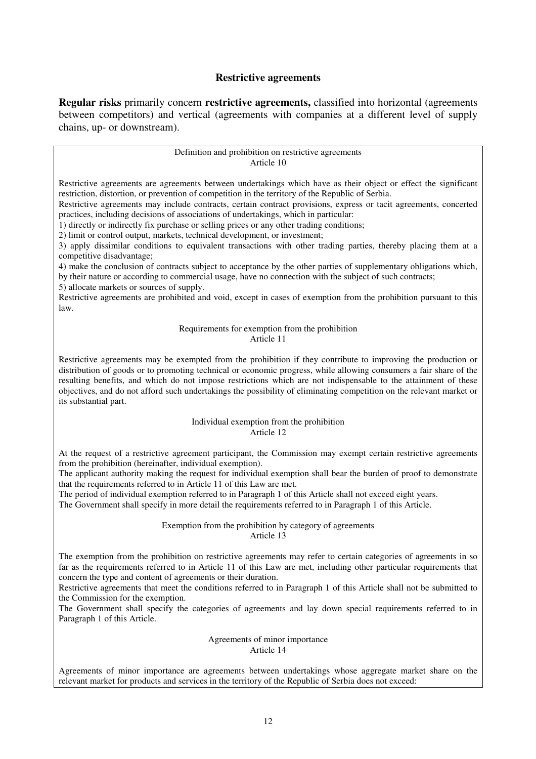## Restrictive agreements

**Regular risks** primarily concern **restrictive agreements,** classified into horizontal (agreements between competitors) and vertical (agreements with companies at a different level of supply chains, up- or downstream).

Definition and prohibition on restrictive agreements
Article 10

Restrictive agreements are agreements between undertakings which have as their object or effect the significant restriction, distortion, or prevention of competition in the territory of the Republic of Serbia.
Restrictive agreements may include contracts, certain contract provisions, express or tacit agreements, concerted practices, including decisions of associations of undertakings, which in particular:
1) directly or indirectly fix purchase or selling prices or any other trading conditions;
2) limit or control output, markets, technical development, or investment;
3) apply dissimilar conditions to equivalent transactions with other trading parties, thereby placing them at a competitive disadvantage;
4) make the conclusion of contracts subject to acceptance by the other parties of supplementary obligations which, by their nature or according to commercial usage, have no connection with the subject of such contracts;
5) allocate markets or sources of supply.
Restrictive agreements are prohibited and void, except in cases of exemption from the prohibition pursuant to this law.

Requirements for exemption from the prohibition
Article 11

Restrictive agreements may be exempted from the prohibition if they contribute to improving the production or distribution of goods or to promoting technical or economic progress, while allowing consumers a fair share of the resulting benefits, and which do not impose restrictions which are not indispensable to the attainment of these objectives, and do not afford such undertakings the possibility of eliminating competition on the relevant market or its substantial part.

Individual exemption from the prohibition
Article 12

At the request of a restrictive agreement participant, the Commission may exempt certain restrictive agreements from the prohibition (hereinafter, individual exemption).
The applicant authority making the request for individual exemption shall bear the burden of proof to demonstrate that the requirements referred to in Article 11 of this Law are met.
The period of individual exemption referred to in Paragraph 1 of this Article shall not exceed eight years.
The Government shall specify in more detail the requirements referred to in Paragraph 1 of this Article.

Exemption from the prohibition by category of agreements
Article 13

The exemption from the prohibition on restrictive agreements may refer to certain categories of agreements in so far as the requirements referred to in Article 11 of this Law are met, including other particular requirements that concern the type and content of agreements or their duration.
Restrictive agreements that meet the conditions referred to in Paragraph 1 of this Article shall not be submitted to the Commission for the exemption.
The Government shall specify the categories of agreements and lay down special requirements referred to in Paragraph 1 of this Article.

Agreements of minor importance
Article 14

Agreements of minor importance are agreements between undertakings whose aggregate market share on the relevant market for products and services in the territory of the Republic of Serbia does not exceed: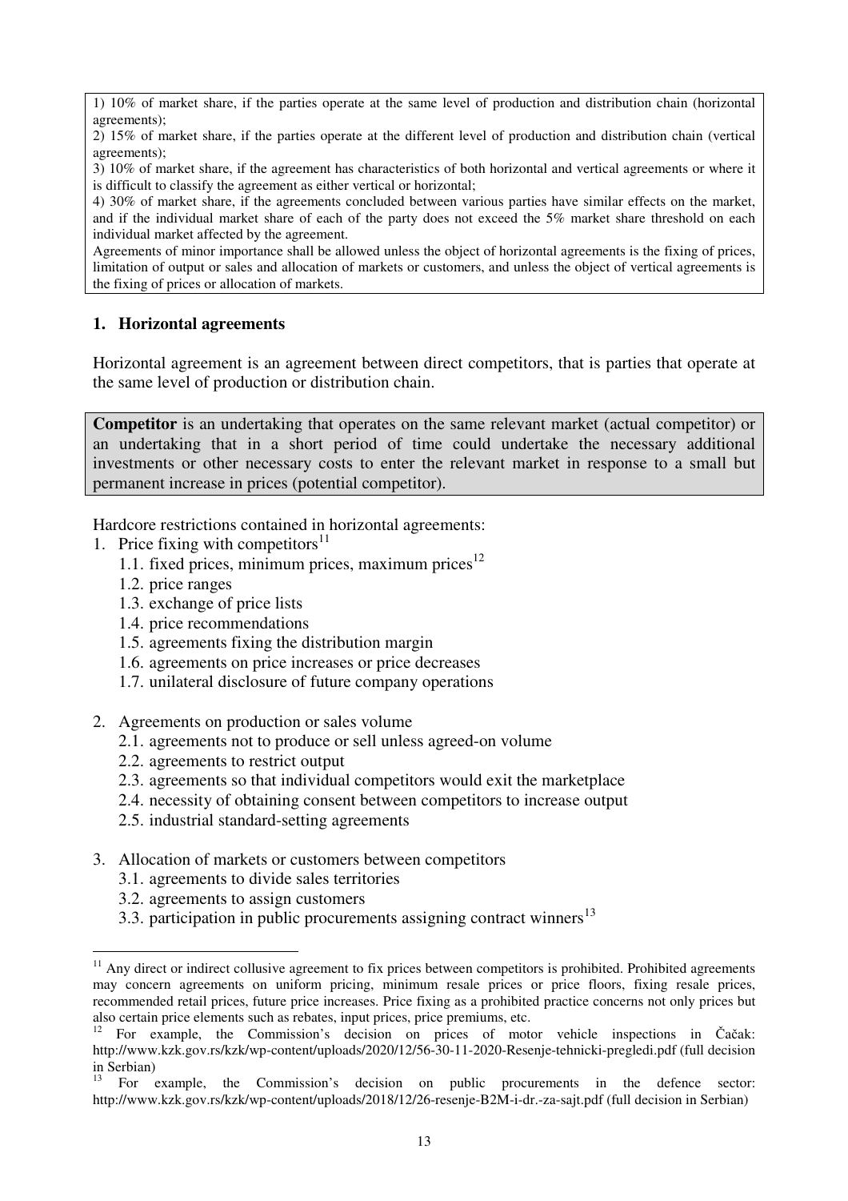1) 10% of market share, if the parties operate at the same level of production and distribution chain (horizontal agreements);
2) 15% of market share, if the parties operate at the different level of production and distribution chain (vertical agreements);
3) 10% of market share, if the agreement has characteristics of both horizontal and vertical agreements or where it is difficult to classify the agreement as either vertical or horizontal;
4) 30% of market share, if the agreements concluded between various parties have similar effects on the market, and if the individual market share of each of the party does not exceed the 5% market share threshold on each individual market affected by the agreement.
Agreements of minor importance shall be allowed unless the object of horizontal agreements is the fixing of prices, limitation of output or sales and allocation of markets or customers, and unless the object of vertical agreements is the fixing of prices or allocation of markets.

### 1. Horizontal agreements

Horizontal agreement is an agreement between direct competitors, that is parties that operate at the same level of production or distribution chain.

**Competitor** is an undertaking that operates on the same relevant market (actual competitor) or an undertaking that in a short period of time could undertake the necessary additional investments or other necessary costs to enter the relevant market in response to a small but permanent increase in prices (potential competitor).

Hardcore restrictions contained in horizontal agreements:

1. Price fixing with competitors[11]
   1.1. fixed prices, minimum prices, maximum prices[12]
   1.2. price ranges
   1.3. exchange of price lists
   1.4. price recommendations
   1.5. agreements fixing the distribution margin
   1.6. agreements on price increases or price decreases
   1.7. unilateral disclosure of future company operations

2. Agreements on production or sales volume
   2.1. agreements not to produce or sell unless agreed-on volume
   2.2. agreements to restrict output
   2.3. agreements so that individual competitors would exit the marketplace
   2.4. necessity of obtaining consent between competitors to increase output
   2.5. industrial standard-setting agreements

3. Allocation of markets or customers between competitors
   3.1. agreements to divide sales territories
   3.2. agreements to assign customers
   3.3. participation in public procurements assigning contract winners[13]

[11] Any direct or indirect collusive agreement to fix prices between competitors is prohibited. Prohibited agreements may concern agreements on uniform pricing, minimum resale prices or price floors, fixing resale prices, recommended retail prices, future price increases. Price fixing as a prohibited practice concerns not only prices but also certain price elements such as rebates, input prices, price premiums, etc.

[12] For example, the Commission's decision on prices of motor vehicle inspections in Čačak: http://www.kzk.gov.rs/kzk/wp-content/uploads/2020/12/56-30-11-2020-Resenje-tehnicki-pregledi.pdf (full decision in Serbian)

[13] For example, the Commission's decision on public procurements in the defence sector: http://www.kzk.gov.rs/kzk/wp-content/uploads/2018/12/26-resenje-B2M-i-dr.-za-sajt.pdf (full decision in Serbian)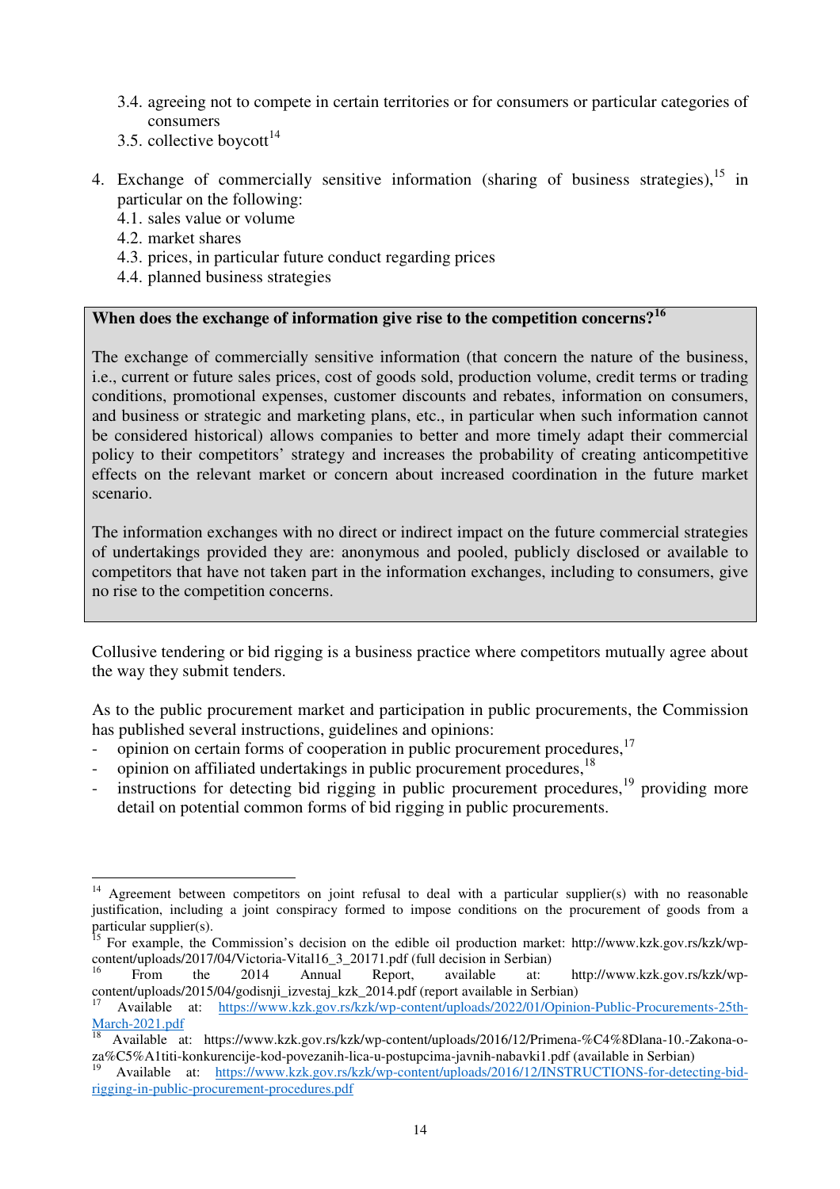- 3.4. agreeing not to compete in certain territories or for consumers or particular categories of consumers
   - 3.5. collective boycott[14]

4. Exchange of commercially sensitive information (sharing of business strategies),[15] in particular on the following:
   - 4.1. sales value or volume
   - 4.2. market shares
   - 4.3. prices, in particular future conduct regarding prices
   - 4.4. planned business strategies

> **When does the exchange of information give rise to the competition concerns?**[16]
>
> The exchange of commercially sensitive information (that concern the nature of the business, i.e., current or future sales prices, cost of goods sold, production volume, credit terms or trading conditions, promotional expenses, customer discounts and rebates, information on consumers, and business or strategic and marketing plans, etc., in particular when such information cannot be considered historical) allows companies to better and more timely adapt their commercial policy to their competitors' strategy and increases the probability of creating anticompetitive effects on the relevant market or concern about increased coordination in the future market scenario.
>
> The information exchanges with no direct or indirect impact on the future commercial strategies of undertakings provided they are: anonymous and pooled, publicly disclosed or available to competitors that have not taken part in the information exchanges, including to consumers, give no rise to the competition concerns.

Collusive tendering or bid rigging is a business practice where competitors mutually agree about the way they submit tenders.

As to the public procurement market and participation in public procurements, the Commission has published several instructions, guidelines and opinions:
- opinion on certain forms of cooperation in public procurement procedures,[17]
- opinion on affiliated undertakings in public procurement procedures,[18]
- instructions for detecting bid rigging in public procurement procedures,[19] providing more detail on potential common forms of bid rigging in public procurements.

---

[14] Agreement between competitors on joint refusal to deal with a particular supplier(s) with no reasonable justification, including a joint conspiracy formed to impose conditions on the procurement of goods from a particular supplier(s).

[15] For example, the Commission's decision on the edible oil production market: http://www.kzk.gov.rs/kzk/wp-content/uploads/2017/04/Victoria-Vital16_3_20171.pdf (full decision in Serbian)

[16] From the 2014 Annual Report, available at: http://www.kzk.gov.rs/kzk/wp-content/uploads/2015/04/godisnji_izvestaj_kzk_2014.pdf (report available in Serbian)

[17] Available at: https://www.kzk.gov.rs/kzk/wp-content/uploads/2022/01/Opinion-Public-Procurements-25th-March-2021.pdf

[18] Available at: https://www.kzk.gov.rs/kzk/wp-content/uploads/2016/12/Primena-%C4%8Dlana-10.-Zakona-o-za%C5%A1titi-konkurencije-kod-povezanih-lica-u-postupcima-javnih-nabavki1.pdf (available in Serbian)

[19] Available at: https://www.kzk.gov.rs/kzk/wp-content/uploads/2016/12/INSTRUCTIONS-for-detecting-bid-rigging-in-public-procurement-procedures.pdf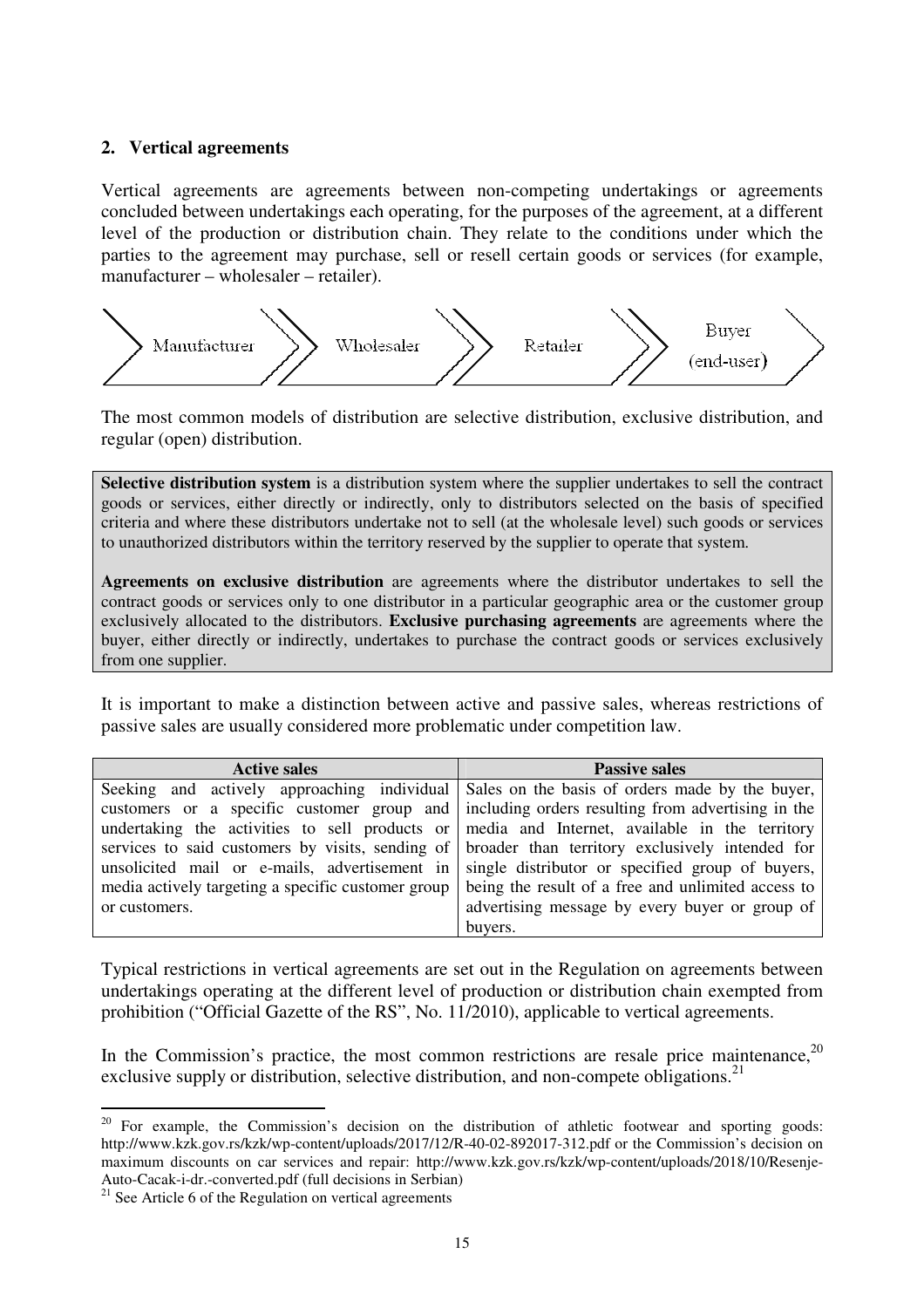## 2. Vertical agreements

Vertical agreements are agreements between non-competing undertakings or agreements concluded between undertakings each operating, for the purposes of the agreement, at a different level of the production or distribution chain. They relate to the conditions under which the parties to the agreement may purchase, sell or resell certain goods or services (for example, manufacturer – wholesaler – retailer).

Manufacturer → Wholesaler → Retailer → Buyer (end-user)

The most common models of distribution are selective distribution, exclusive distribution, and regular (open) distribution.

**Selective distribution system** is a distribution system where the supplier undertakes to sell the contract goods or services, either directly or indirectly, only to distributors selected on the basis of specified criteria and where these distributors undertake not to sell (at the wholesale level) such goods or services to unauthorized distributors within the territory reserved by the supplier to operate that system.

**Agreements on exclusive distribution** are agreements where the distributor undertakes to sell the contract goods or services only to one distributor in a particular geographic area or the customer group exclusively allocated to the distributors. **Exclusive purchasing agreements** are agreements where the buyer, either directly or indirectly, undertakes to purchase the contract goods or services exclusively from one supplier.

It is important to make a distinction between active and passive sales, whereas restrictions of passive sales are usually considered more problematic under competition law.

| Active sales | Passive sales |
|---|---|
| Seeking and actively approaching individual customers or a specific customer group and undertaking the activities to sell products or services to said customers by visits, sending of unsolicited mail or e-mails, advertisement in media actively targeting a specific customer group or customers. | Sales on the basis of orders made by the buyer, including orders resulting from advertising in the media and Internet, available in the territory broader than territory exclusively intended for single distributor or specified group of buyers, being the result of a free and unlimited access to advertising message by every buyer or group of buyers. |

Typical restrictions in vertical agreements are set out in the Regulation on agreements between undertakings operating at the different level of production or distribution chain exempted from prohibition ("Official Gazette of the RS", No. 11/2010), applicable to vertical agreements.

In the Commission's practice, the most common restrictions are resale price maintenance,[20] exclusive supply or distribution, selective distribution, and non-compete obligations.[21]

---

[20] For example, the Commission's decision on the distribution of athletic footwear and sporting goods: http://www.kzk.gov.rs/kzk/wp-content/uploads/2017/12/R-40-02-892017-312.pdf or the Commission's decision on maximum discounts on car services and repair: http://www.kzk.gov.rs/kzk/wp-content/uploads/2018/10/Resenje-Auto-Cacak-i-dr.-converted.pdf (full decisions in Serbian)

[21] See Article 6 of the Regulation on vertical agreements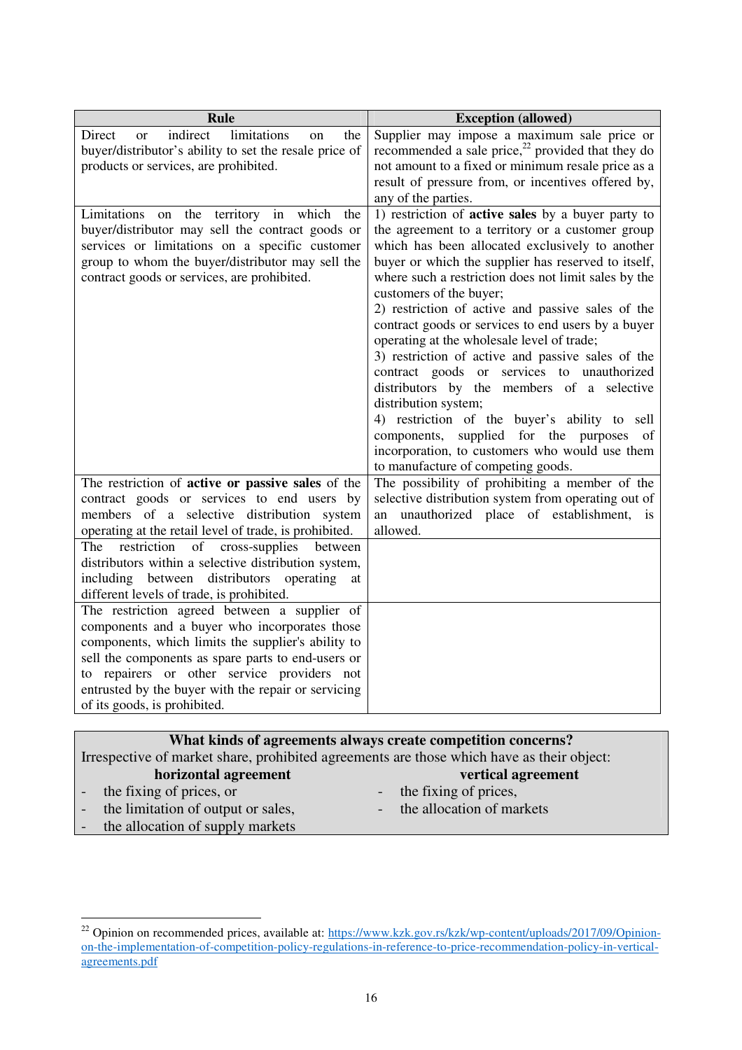| Rule | Exception (allowed) |
|---|---|
| Direct or indirect limitations on the buyer/distributor's ability to set the resale price of products or services, are prohibited. | Supplier may impose a maximum sale price or recommended a sale price,[22] provided that they do not amount to a fixed or minimum resale price as a result of pressure from, or incentives offered by, any of the parties. |
| Limitations on the territory in which the buyer/distributor may sell the contract goods or services or limitations on a specific customer group to whom the buyer/distributor may sell the contract goods or services, are prohibited. | 1) restriction of **active sales** by a buyer party to the agreement to a territory or a customer group which has been allocated exclusively to another buyer or which the supplier has reserved to itself, where such a restriction does not limit sales by the customers of the buyer;<br>2) restriction of active and passive sales of the contract goods or services to end users by a buyer operating at the wholesale level of trade;<br>3) restriction of active and passive sales of the contract goods or services to unauthorized distributors by the members of a selective distribution system;<br>4) restriction of the buyer's ability to sell components, supplied for the purposes of incorporation, to customers who would use them to manufacture of competing goods. |
| The restriction of **active or passive sales** of the contract goods or services to end users by members of a selective distribution system operating at the retail level of trade, is prohibited. | The possibility of prohibiting a member of the selective distribution system from operating out of an unauthorized place of establishment, is allowed. |
| The restriction of cross-supplies between distributors within a selective distribution system, including between distributors operating at different levels of trade, is prohibited. | |
| The restriction agreed between a supplier of components and a buyer who incorporates those components, which limits the supplier's ability to sell the components as spare parts to end-users or to repairers or other service providers not entrusted by the buyer with the repair or servicing of its goods, is prohibited. | |

**What kinds of agreements always create competition concerns?**

Irrespective of market share, prohibited agreements are those which have as their object:

| **horizontal agreement** | **vertical agreement** |
|---|---|
| - the fixing of prices, or | - the fixing of prices, |
| - the limitation of output or sales, | - the allocation of markets |
| - the allocation of supply markets | |

[22] Opinion on recommended prices, available at: https://www.kzk.gov.rs/kzk/wp-content/uploads/2017/09/Opinion-on-the-implementation-of-competition-policy-regulations-in-reference-to-price-recommendation-policy-in-vertical-agreements.pdf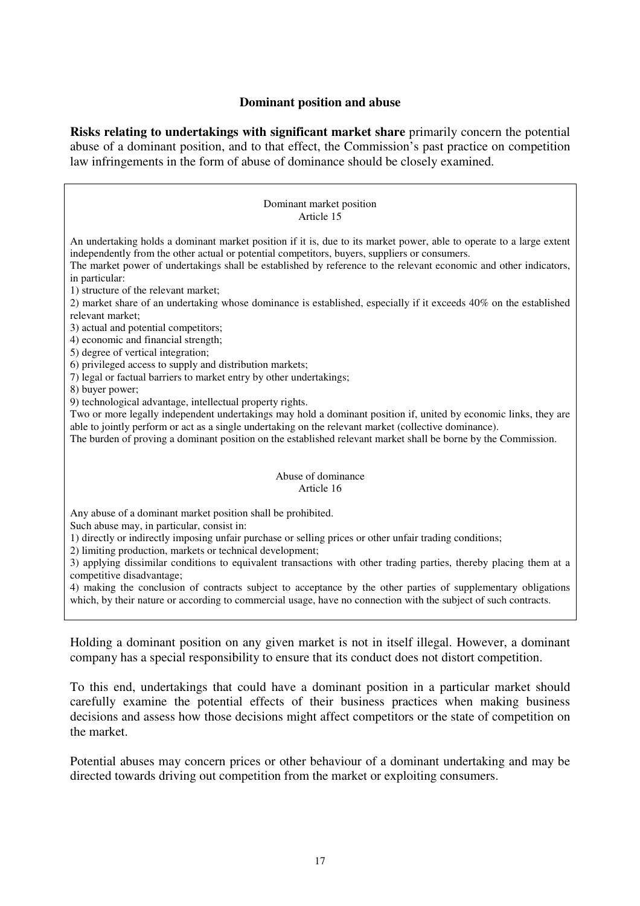## Dominant position and abuse

**Risks relating to undertakings with significant market share** primarily concern the potential abuse of a dominant position, and to that effect, the Commission's past practice on competition law infringements in the form of abuse of dominance should be closely examined.

> Dominant market position
> Article 15
>
> An undertaking holds a dominant market position if it is, due to its market power, able to operate to a large extent independently from the other actual or potential competitors, buyers, suppliers or consumers.
> The market power of undertakings shall be established by reference to the relevant economic and other indicators, in particular:
> 1) structure of the relevant market;
> 2) market share of an undertaking whose dominance is established, especially if it exceeds 40% on the established relevant market;
> 3) actual and potential competitors;
> 4) economic and financial strength;
> 5) degree of vertical integration;
> 6) privileged access to supply and distribution markets;
> 7) legal or factual barriers to market entry by other undertakings;
> 8) buyer power;
> 9) technological advantage, intellectual property rights.
> Two or more legally independent undertakings may hold a dominant position if, united by economic links, they are able to jointly perform or act as a single undertaking on the relevant market (collective dominance).
> The burden of proving a dominant position on the established relevant market shall be borne by the Commission.
>
> Abuse of dominance
> Article 16
>
> Any abuse of a dominant market position shall be prohibited.
> Such abuse may, in particular, consist in:
> 1) directly or indirectly imposing unfair purchase or selling prices or other unfair trading conditions;
> 2) limiting production, markets or technical development;
> 3) applying dissimilar conditions to equivalent transactions with other trading parties, thereby placing them at a competitive disadvantage;
> 4) making the conclusion of contracts subject to acceptance by the other parties of supplementary obligations which, by their nature or according to commercial usage, have no connection with the subject of such contracts.

Holding a dominant position on any given market is not in itself illegal. However, a dominant company has a special responsibility to ensure that its conduct does not distort competition.

To this end, undertakings that could have a dominant position in a particular market should carefully examine the potential effects of their business practices when making business decisions and assess how those decisions might affect competitors or the state of competition on the market.

Potential abuses may concern prices or other behaviour of a dominant undertaking and may be directed towards driving out competition from the market or exploiting consumers.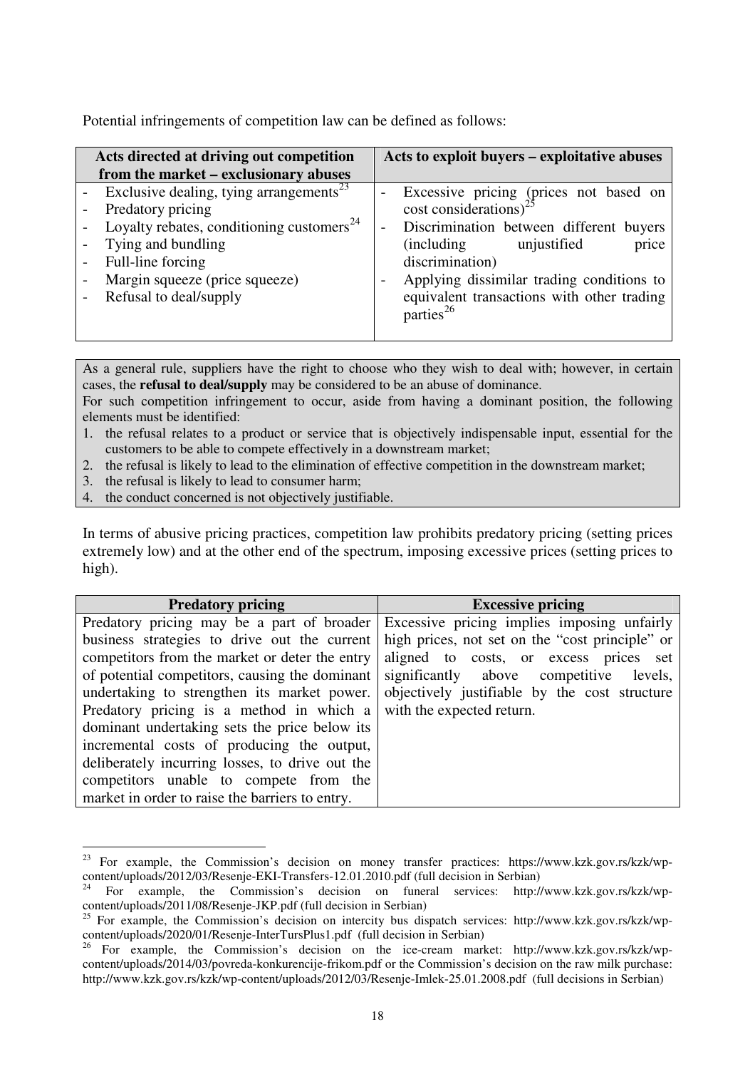Potential infringements of competition law can be defined as follows:

| Acts directed at driving out competition from the market – exclusionary abuses | Acts to exploit buyers – exploitative abuses |
| --- | --- |
| - Exclusive dealing, tying arrangements[23]<br>- Predatory pricing<br>- Loyalty rebates, conditioning customers[24]<br>- Tying and bundling<br>- Full-line forcing<br>- Margin squeeze (price squeeze)<br>- Refusal to deal/supply | - Excessive pricing (prices not based on cost considerations)[25]<br>- Discrimination between different buyers (including unjustified price discrimination)<br>- Applying dissimilar trading conditions to equivalent transactions with other trading parties[26] |

As a general rule, suppliers have the right to choose who they wish to deal with; however, in certain cases, the **refusal to deal/supply** may be considered to be an abuse of dominance.
For such competition infringement to occur, aside from having a dominant position, the following elements must be identified:

1. the refusal relates to a product or service that is objectively indispensable input, essential for the customers to be able to compete effectively in a downstream market;
2. the refusal is likely to lead to the elimination of effective competition in the downstream market;
3. the refusal is likely to lead to consumer harm;
4. the conduct concerned is not objectively justifiable.

In terms of abusive pricing practices, competition law prohibits predatory pricing (setting prices extremely low) and at the other end of the spectrum, imposing excessive prices (setting prices to high).

| Predatory pricing | Excessive pricing |
| --- | --- |
| Predatory pricing may be a part of broader business strategies to drive out the current competitors from the market or deter the entry of potential competitors, causing the dominant undertaking to strengthen its market power. Predatory pricing is a method in which a dominant undertaking sets the price below its incremental costs of producing the output, deliberately incurring losses, to drive out the competitors unable to compete from the market in order to raise the barriers to entry. | Excessive pricing implies imposing unfairly high prices, not set on the "cost principle" or aligned to costs, or excess prices set significantly above competitive levels, objectively justifiable by the cost structure with the expected return. |

[23] For example, the Commission's decision on money transfer practices: https://www.kzk.gov.rs/kzk/wp-content/uploads/2012/03/Resenje-EKI-Transfers-12.01.2010.pdf (full decision in Serbian)

[24] For example, the Commission's decision on funeral services: http://www.kzk.gov.rs/kzk/wp-content/uploads/2011/08/Resenje-JKP.pdf (full decision in Serbian)

[25] For example, the Commission's decision on intercity bus dispatch services: http://www.kzk.gov.rs/kzk/wp-content/uploads/2020/01/Resenje-InterTursPlus1.pdf (full decision in Serbian)

[26] For example, the Commission's decision on the ice-cream market: http://www.kzk.gov.rs/kzk/wp-content/uploads/2014/03/povreda-konkurencije-frikom.pdf or the Commission's decision on the raw milk purchase: http://www.kzk.gov.rs/kzk/wp-content/uploads/2012/03/Resenje-Imlek-25.01.2008.pdf (full decisions in Serbian)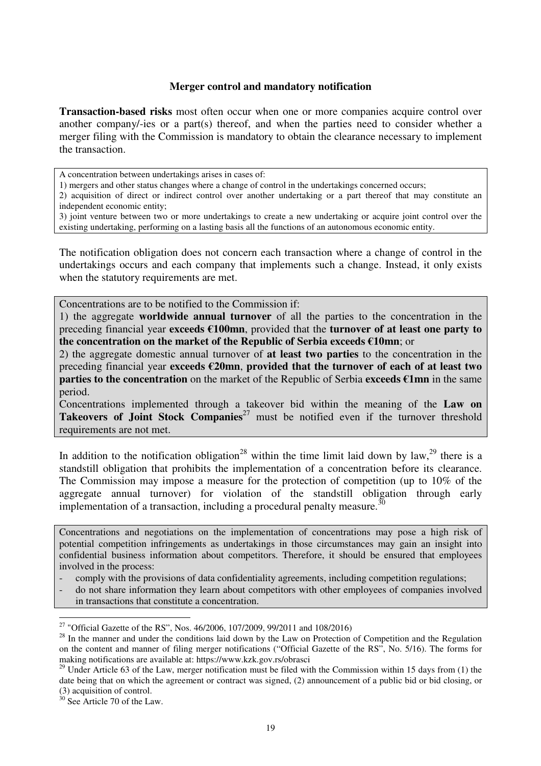### Merger control and mandatory notification

**Transaction-based risks** most often occur when one or more companies acquire control over another company/-ies or a part(s) thereof, and when the parties need to consider whether a merger filing with the Commission is mandatory to obtain the clearance necessary to implement the transaction.

> A concentration between undertakings arises in cases of:
> 1) mergers and other status changes where a change of control in the undertakings concerned occurs;
> 2) acquisition of direct or indirect control over another undertaking or a part thereof that may constitute an independent economic entity;
> 3) joint venture between two or more undertakings to create a new undertaking or acquire joint control over the existing undertaking, performing on a lasting basis all the functions of an autonomous economic entity.

The notification obligation does not concern each transaction where a change of control in the undertakings occurs and each company that implements such a change. Instead, it only exists when the statutory requirements are met.

> Concentrations are to be notified to the Commission if:
> 1) the aggregate **worldwide annual turnover** of all the parties to the concentration in the preceding financial year **exceeds €100mn**, provided that the **turnover of at least one party to the concentration on the market of the Republic of Serbia exceeds €10mn**; or
> 2) the aggregate domestic annual turnover of **at least two parties** to the concentration in the preceding financial year **exceeds €20mn**, **provided that the turnover of each of at least two parties to the concentration** on the market of the Republic of Serbia **exceeds €1mn** in the same period.
> Concentrations implemented through a takeover bid within the meaning of the **Law on Takeovers of Joint Stock Companies**[27] must be notified even if the turnover threshold requirements are not met.

In addition to the notification obligation[28] within the time limit laid down by law,[29] there is a standstill obligation that prohibits the implementation of a concentration before its clearance. The Commission may impose a measure for the protection of competition (up to 10% of the aggregate annual turnover) for violation of the standstill obligation through early implementation of a transaction, including a procedural penalty measure.[30]

> Concentrations and negotiations on the implementation of concentrations may pose a high risk of potential competition infringements as undertakings in those circumstances may gain an insight into confidential business information about competitors. Therefore, it should be ensured that employees involved in the process:
> - comply with the provisions of data confidentiality agreements, including competition regulations;
> - do not share information they learn about competitors with other employees of companies involved in transactions that constitute a concentration.

---

[27] "Official Gazette of the RS", Nos. 46/2006, 107/2009, 99/2011 and 108/2016)

[28] In the manner and under the conditions laid down by the Law on Protection of Competition and the Regulation on the content and manner of filing merger notifications ("Official Gazette of the RS", No. 5/16). The forms for making notifications are available at: https://www.kzk.gov.rs/obrasci

[29] Under Article 63 of the Law, merger notification must be filed with the Commission within 15 days from (1) the date being that on which the agreement or contract was signed, (2) announcement of a public bid or bid closing, or (3) acquisition of control.

[30] See Article 70 of the Law.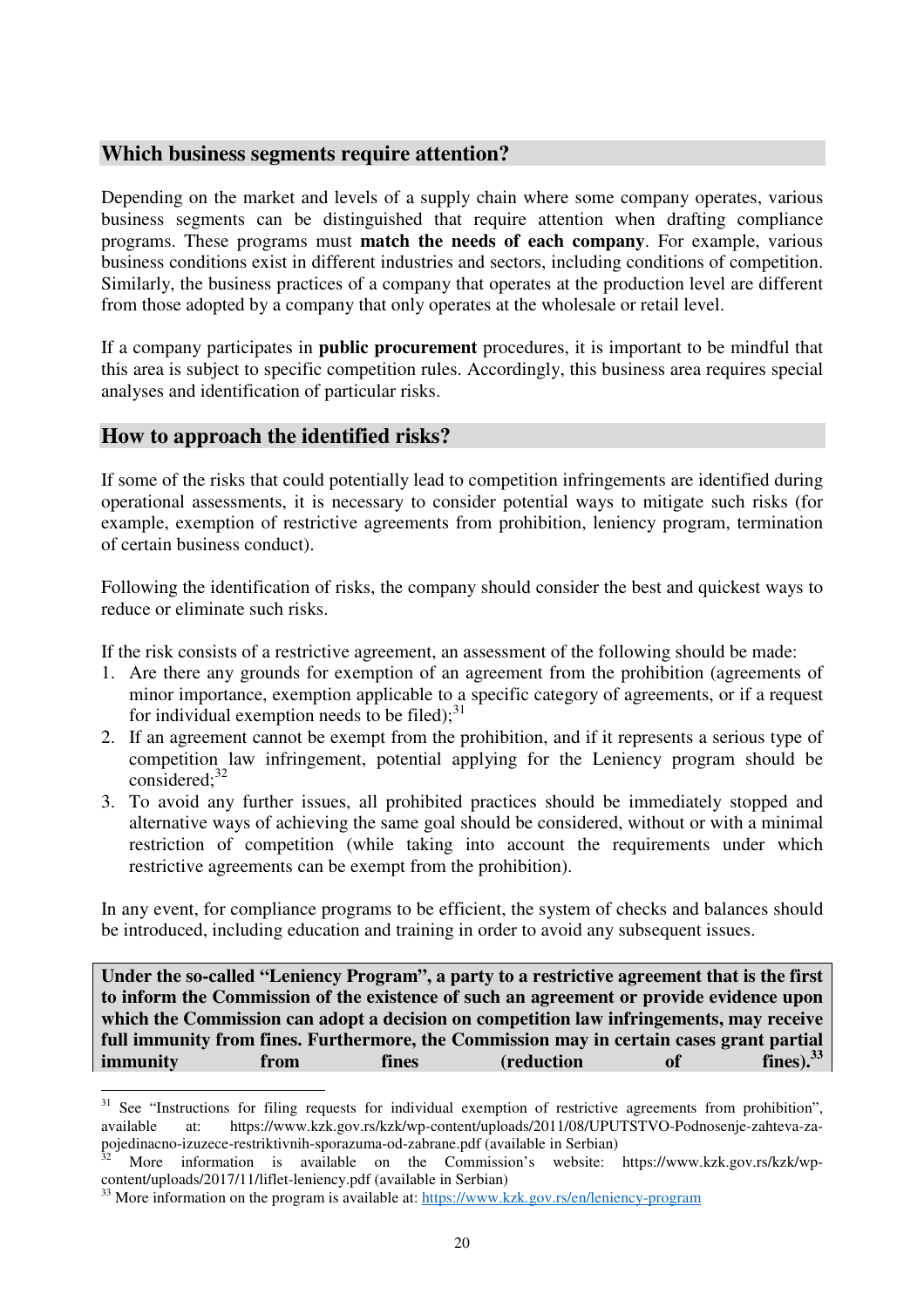## Which business segments require attention?

Depending on the market and levels of a supply chain where some company operates, various business segments can be distinguished that require attention when drafting compliance programs. These programs must **match the needs of each company**. For example, various business conditions exist in different industries and sectors, including conditions of competition. Similarly, the business practices of a company that operates at the production level are different from those adopted by a company that only operates at the wholesale or retail level.

If a company participates in **public procurement** procedures, it is important to be mindful that this area is subject to specific competition rules. Accordingly, this business area requires special analyses and identification of particular risks.

## How to approach the identified risks?

If some of the risks that could potentially lead to competition infringements are identified during operational assessments, it is necessary to consider potential ways to mitigate such risks (for example, exemption of restrictive agreements from prohibition, leniency program, termination of certain business conduct).

Following the identification of risks, the company should consider the best and quickest ways to reduce or eliminate such risks.

If the risk consists of a restrictive agreement, an assessment of the following should be made:

1. Are there any grounds for exemption of an agreement from the prohibition (agreements of minor importance, exemption applicable to a specific category of agreements, or if a request for individual exemption needs to be filed);[31]
2. If an agreement cannot be exempt from the prohibition, and if it represents a serious type of competition law infringement, potential applying for the Leniency program should be considered;[32]
3. To avoid any further issues, all prohibited practices should be immediately stopped and alternative ways of achieving the same goal should be considered, without or with a minimal restriction of competition (while taking into account the requirements under which restrictive agreements can be exempt from the prohibition).

In any event, for compliance programs to be efficient, the system of checks and balances should be introduced, including education and training in order to avoid any subsequent issues.

**Under the so-called "Leniency Program", a party to a restrictive agreement that is the first to inform the Commission of the existence of such an agreement or provide evidence upon which the Commission can adopt a decision on competition law infringements, may receive full immunity from fines. Furthermore, the Commission may in certain cases grant partial immunity from fines (reduction of fines).**[33]

---

[31] See "Instructions for filing requests for individual exemption of restrictive agreements from prohibition", available at: https://www.kzk.gov.rs/kzk/wp-content/uploads/2011/08/UPUTSTVO-Podnosenje-zahteva-za-pojedinacno-izuzece-restriktivnih-sporazuma-od-zabrane.pdf (available in Serbian)

[32] More information is available on the Commission's website: https://www.kzk.gov.rs/kzk/wp-content/uploads/2017/11/liflet-leniency.pdf (available in Serbian)

[33] More information on the program is available at: https://www.kzk.gov.rs/en/leniency-program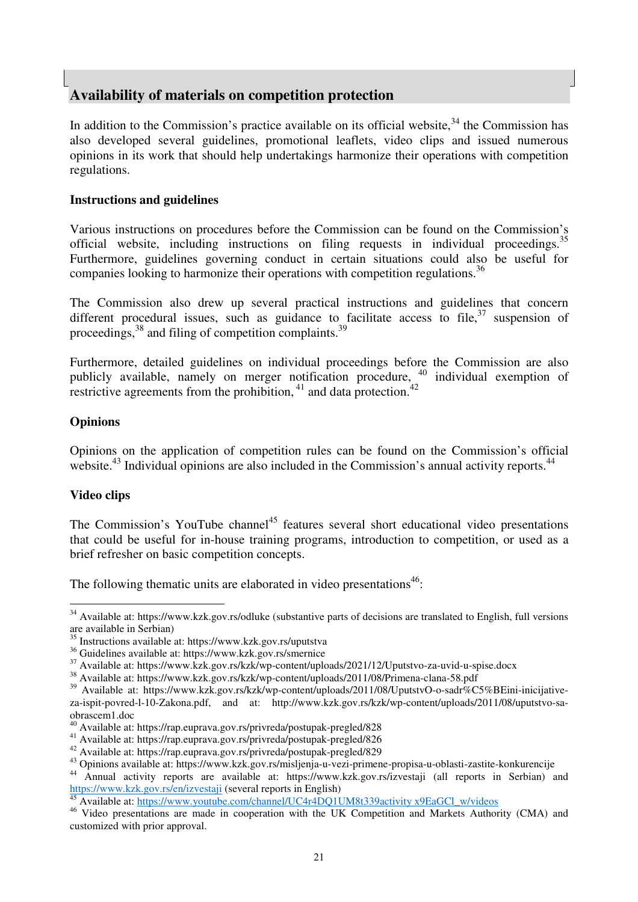## Availability of materials on competition protection

In addition to the Commission's practice available on its official website,[34] the Commission has also developed several guidelines, promotional leaflets, video clips and issued numerous opinions in its work that should help undertakings harmonize their operations with competition regulations.

**Instructions and guidelines**

Various instructions on procedures before the Commission can be found on the Commission's official website, including instructions on filing requests in individual proceedings.[35] Furthermore, guidelines governing conduct in certain situations could also be useful for companies looking to harmonize their operations with competition regulations.[36]

The Commission also drew up several practical instructions and guidelines that concern different procedural issues, such as guidance to facilitate access to file,[37] suspension of proceedings,[38] and filing of competition complaints.[39]

Furthermore, detailed guidelines on individual proceedings before the Commission are also publicly available, namely on merger notification procedure, [40] individual exemption of restrictive agreements from the prohibition, [41] and data protection.[42]

**Opinions**

Opinions on the application of competition rules can be found on the Commission's official website.[43] Individual opinions are also included in the Commission's annual activity reports.[44]

**Video clips**

The Commission's YouTube channel[45] features several short educational video presentations that could be useful for in-house training programs, introduction to competition, or used as a brief refresher on basic competition concepts.

The following thematic units are elaborated in video presentations[46]:

---

[34] Available at: https://www.kzk.gov.rs/odluke (substantive parts of decisions are translated to English, full versions are available in Serbian)

[35] Instructions available at: https://www.kzk.gov.rs/uputstva

[36] Guidelines available at: https://www.kzk.gov.rs/smernice

[37] Available at: https://www.kzk.gov.rs/kzk/wp-content/uploads/2021/12/Uputstvo-za-uvid-u-spise.docx

[38] Available at: https://www.kzk.gov.rs/kzk/wp-content/uploads/2011/08/Primena-clana-58.pdf

[39] Available at: https://www.kzk.gov.rs/kzk/wp-content/uploads/2011/08/UputstvO-o-sadr%C5%BEini-inicijative-za-ispit-povred-l-10-Zakona.pdf, and at: http://www.kzk.gov.rs/kzk/wp-content/uploads/2011/08/uputstvo-sa-obrascem1.doc

[40] Available at: https://rap.euprava.gov.rs/privreda/postupak-pregled/828

[41] Available at: https://rap.euprava.gov.rs/privreda/postupak-pregled/826

[42] Available at: https://rap.euprava.gov.rs/privreda/postupak-pregled/829

[43] Opinions available at: https://www.kzk.gov.rs/misljenja-u-vezi-primene-propisa-u-oblasti-zastite-konkurencije

[44] Annual activity reports are available at: https://www.kzk.gov.rs/izvestaji (all reports in Serbian) and https://www.kzk.gov.rs/en/izvestaji (several reports in English)

[45] Available at: https://www.youtube.com/channel/UC4r4DQ1UM8t339activity x9EaGCl_w/videos

[46] Video presentations are made in cooperation with the UK Competition and Markets Authority (CMA) and customized with prior approval.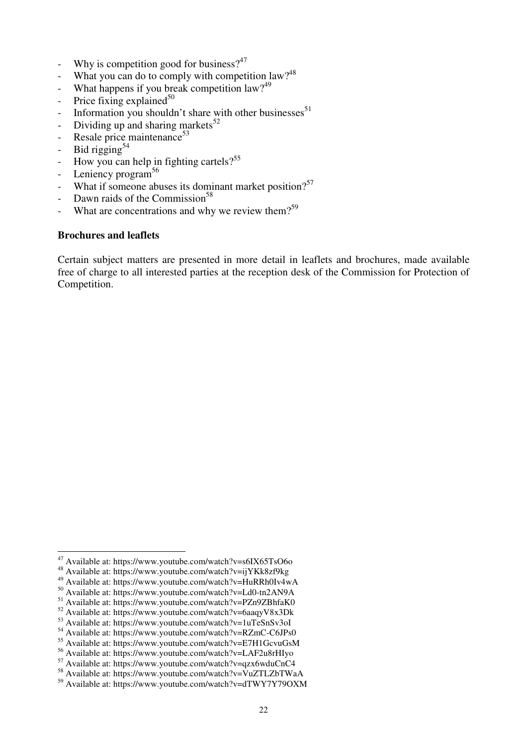- Why is competition good for business?[47]
- What you can do to comply with competition law?[48]
- What happens if you break competition law?[49]
- Price fixing explained[50]
- Information you shouldn't share with other businesses[51]
- Dividing up and sharing markets[52]
- Resale price maintenance[53]
- Bid rigging[54]
- How you can help in fighting cartels?[55]
- Leniency program[56]
- What if someone abuses its dominant market position?[57]
- Dawn raids of the Commission[58]
- What are concentrations and why we review them?[59]

**Brochures and leaflets**

Certain subject matters are presented in more detail in leaflets and brochures, made available free of charge to all interested parties at the reception desk of the Commission for Protection of Competition.

---

[47] Available at: https://www.youtube.com/watch?v=s6IX65TsO6o
[48] Available at: https://www.youtube.com/watch?v=ijYKk8zf9kg
[49] Available at: https://www.youtube.com/watch?v=HuRRh0Iv4wA
[50] Available at: https://www.youtube.com/watch?v=Ld0-tn2AN9A
[51] Available at: https://www.youtube.com/watch?v=PZn9ZBhfaK0
[52] Available at: https://www.youtube.com/watch?v=6aaqyV8x3Dk
[53] Available at: https://www.youtube.com/watch?v=1uTeSnSv3oI
[54] Available at: https://www.youtube.com/watch?v=RZmC-C6JPs0
[55] Available at: https://www.youtube.com/watch?v=E7H1GcvuGsM
[56] Available at: https://www.youtube.com/watch?v=LAF2u8rHIyo
[57] Available at: https://www.youtube.com/watch?v=qzx6wduCnC4
[58] Available at: https://www.youtube.com/watch?v=VuZTLZbTWaA
[59] Available at: https://www.youtube.com/watch?v=dTWY7Y79OXM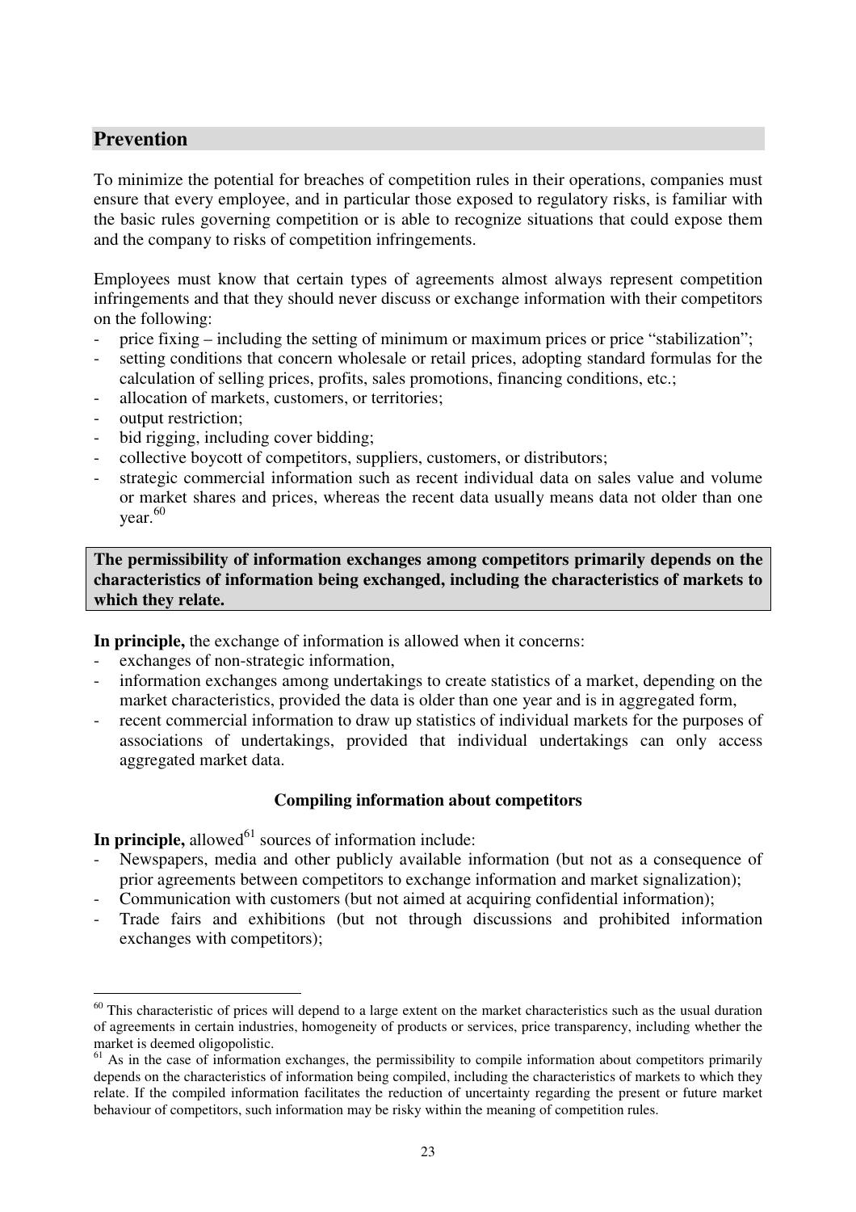## Prevention

To minimize the potential for breaches of competition rules in their operations, companies must ensure that every employee, and in particular those exposed to regulatory risks, is familiar with the basic rules governing competition or is able to recognize situations that could expose them and the company to risks of competition infringements.

Employees must know that certain types of agreements almost always represent competition infringements and that they should never discuss or exchange information with their competitors on the following:

- price fixing – including the setting of minimum or maximum prices or price "stabilization";
- setting conditions that concern wholesale or retail prices, adopting standard formulas for the calculation of selling prices, profits, sales promotions, financing conditions, etc.;
- allocation of markets, customers, or territories;
- output restriction;
- bid rigging, including cover bidding;
- collective boycott of competitors, suppliers, customers, or distributors;
- strategic commercial information such as recent individual data on sales value and volume or market shares and prices, whereas the recent data usually means data not older than one year.[60]

**The permissibility of information exchanges among competitors primarily depends on the characteristics of information being exchanged, including the characteristics of markets to which they relate.**

**In principle,** the exchange of information is allowed when it concerns:

- exchanges of non-strategic information,
- information exchanges among undertakings to create statistics of a market, depending on the market characteristics, provided the data is older than one year and is in aggregated form,
- recent commercial information to draw up statistics of individual markets for the purposes of associations of undertakings, provided that individual undertakings can only access aggregated market data.

### Compiling information about competitors

**In principle,** allowed[61] sources of information include:

- Newspapers, media and other publicly available information (but not as a consequence of prior agreements between competitors to exchange information and market signalization);
- Communication with customers (but not aimed at acquiring confidential information);
- Trade fairs and exhibitions (but not through discussions and prohibited information exchanges with competitors);

---

[60] This characteristic of prices will depend to a large extent on the market characteristics such as the usual duration of agreements in certain industries, homogeneity of products or services, price transparency, including whether the market is deemed oligopolistic.

[61] As in the case of information exchanges, the permissibility to compile information about competitors primarily depends on the characteristics of information being compiled, including the characteristics of markets to which they relate. If the compiled information facilitates the reduction of uncertainty regarding the present or future market behaviour of competitors, such information may be risky within the meaning of competition rules.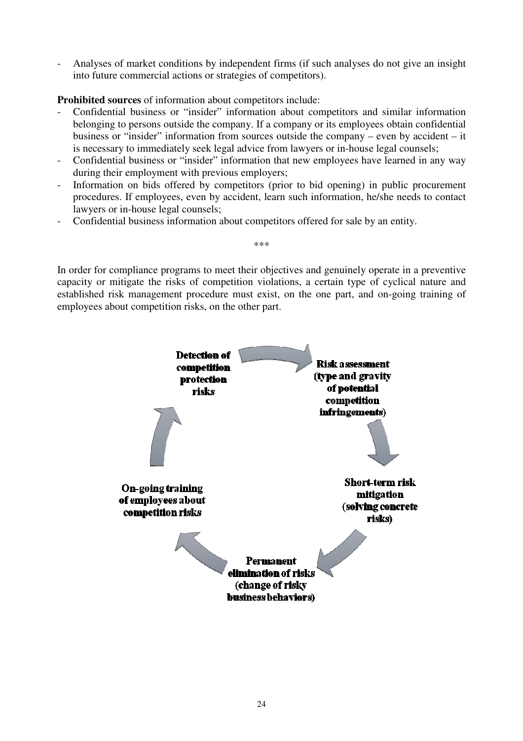- Analyses of market conditions by independent firms (if such analyses do not give an insight into future commercial actions or strategies of competitors).

**Prohibited sources** of information about competitors include:

- Confidential business or "insider" information about competitors and similar information belonging to persons outside the company. If a company or its employees obtain confidential business or "insider" information from sources outside the company – even by accident – it is necessary to immediately seek legal advice from lawyers or in-house legal counsels;
- Confidential business or "insider" information that new employees have learned in any way during their employment with previous employers;
- Information on bids offered by competitors (prior to bid opening) in public procurement procedures. If employees, even by accident, learn such information, he/she needs to contact lawyers or in-house legal counsels;
- Confidential business information about competitors offered for sale by an entity.

\*\*\*

In order for compliance programs to meet their objectives and genuinely operate in a preventive capacity or mitigate the risks of competition violations, a certain type of cyclical nature and established risk management procedure must exist, on the one part, and on-going training of employees about competition risks, on the other part.

**Detection of competition protection risks**

**Risk assessment (type and gravity of potential competition infringements)**

**Short-term risk mitigation (solving concrete risks)**

**Permanent elimination of risks (change of risky business behaviors)**

**On-going training of employees about competition risks**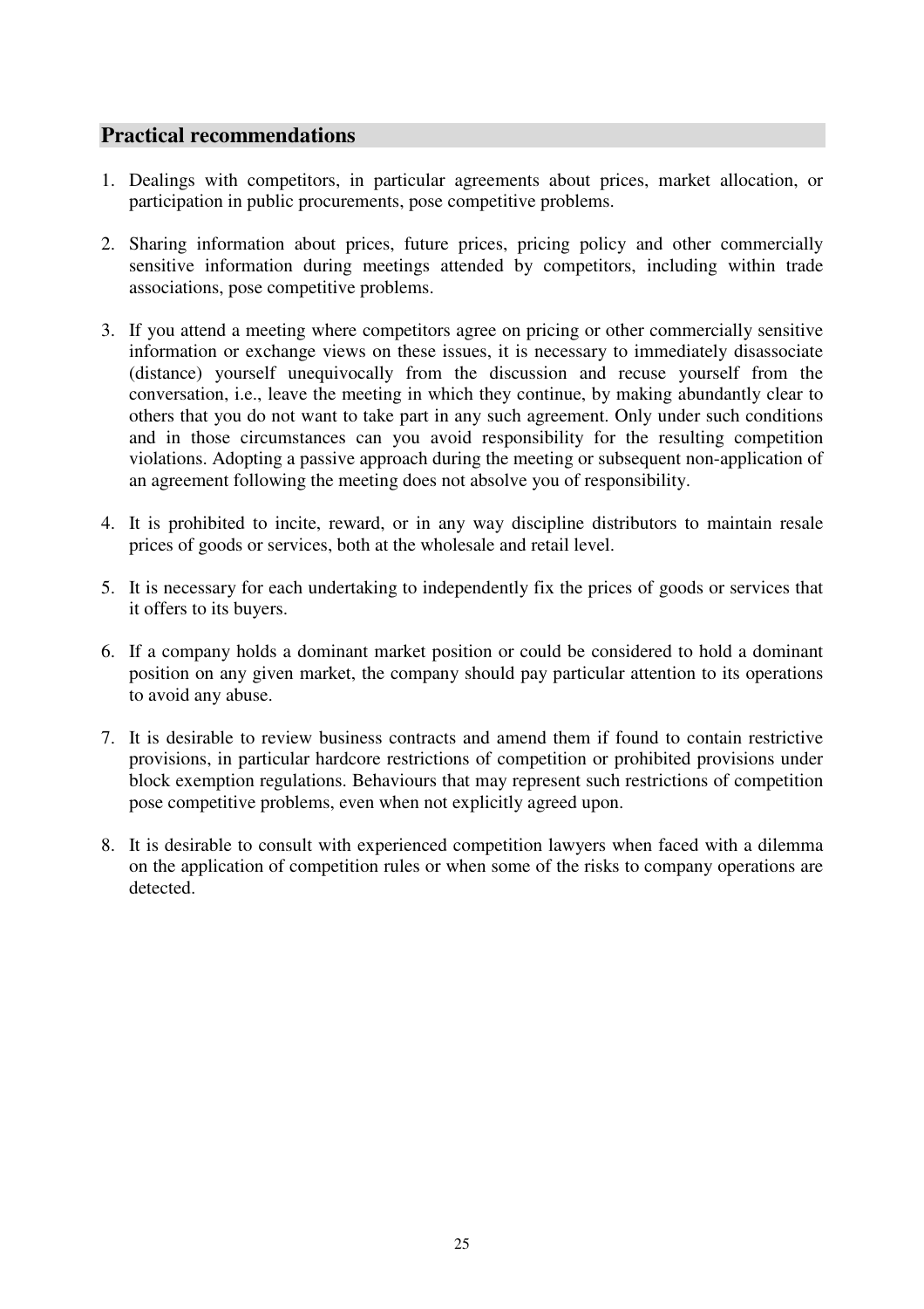## Practical recommendations

1. Dealings with competitors, in particular agreements about prices, market allocation, or participation in public procurements, pose competitive problems.

2. Sharing information about prices, future prices, pricing policy and other commercially sensitive information during meetings attended by competitors, including within trade associations, pose competitive problems.

3. If you attend a meeting where competitors agree on pricing or other commercially sensitive information or exchange views on these issues, it is necessary to immediately disassociate (distance) yourself unequivocally from the discussion and recuse yourself from the conversation, i.e., leave the meeting in which they continue, by making abundantly clear to others that you do not want to take part in any such agreement. Only under such conditions and in those circumstances can you avoid responsibility for the resulting competition violations. Adopting a passive approach during the meeting or subsequent non-application of an agreement following the meeting does not absolve you of responsibility.

4. It is prohibited to incite, reward, or in any way discipline distributors to maintain resale prices of goods or services, both at the wholesale and retail level.

5. It is necessary for each undertaking to independently fix the prices of goods or services that it offers to its buyers.

6. If a company holds a dominant market position or could be considered to hold a dominant position on any given market, the company should pay particular attention to its operations to avoid any abuse.

7. It is desirable to review business contracts and amend them if found to contain restrictive provisions, in particular hardcore restrictions of competition or prohibited provisions under block exemption regulations. Behaviours that may represent such restrictions of competition pose competitive problems, even when not explicitly agreed upon.

8. It is desirable to consult with experienced competition lawyers when faced with a dilemma on the application of competition rules or when some of the risks to company operations are detected.